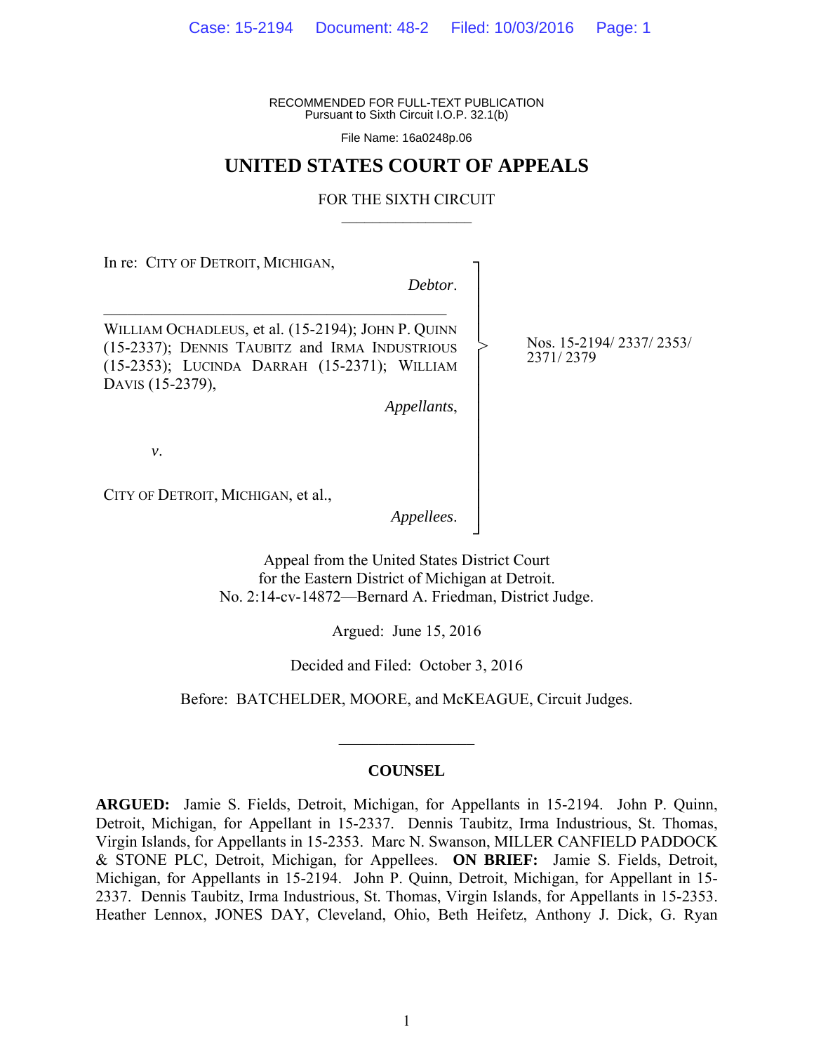RECOMMENDED FOR FULL-TEXT PUBLICATION
Pursuant to Sixth Circuit I.O.P. 32.1(b)

File Name: 16a0248p.06

# UNITED STATES COURT OF APPEALS

## FOR THE SIXTH CIRCUIT

In re: CITY OF DETROIT, MICHIGAN,

*Debtor*.

WILLIAM OCHADLEUS, et al. (15-2194); JOHN P. QUINN (15-2337); DENNIS TAUBITZ and IRMA INDUSTRIOUS (15-2353); LUCINDA DARRAH (15-2371); WILLIAM DAVIS (15-2379),

*Appellants*,

*v*.

CITY OF DETROIT, MICHIGAN, et al.,

*Appellees*.

Nos. 15-2194/ 2337/ 2353/ 2371/ 2379

Appeal from the United States District Court
for the Eastern District of Michigan at Detroit.
No. 2:14-cv-14872—Bernard A. Friedman, District Judge.

Argued: June 15, 2016

Decided and Filed: October 3, 2016

Before: BATCHELDER, MOORE, and McKEAGUE, Circuit Judges.

### COUNSEL

**ARGUED:** Jamie S. Fields, Detroit, Michigan, for Appellants in 15-2194. John P. Quinn, Detroit, Michigan, for Appellant in 15-2337. Dennis Taubitz, Irma Industrious, St. Thomas, Virgin Islands, for Appellants in 15-2353. Marc N. Swanson, MILLER CANFIELD PADDOCK & STONE PLC, Detroit, Michigan, for Appellees. **ON BRIEF:** Jamie S. Fields, Detroit, Michigan, for Appellants in 15-2194. John P. Quinn, Detroit, Michigan, for Appellant in 15-2337. Dennis Taubitz, Irma Industrious, St. Thomas, Virgin Islands, for Appellants in 15-2353. Heather Lennox, JONES DAY, Cleveland, Ohio, Beth Heifetz, Anthony J. Dick, G. Ryan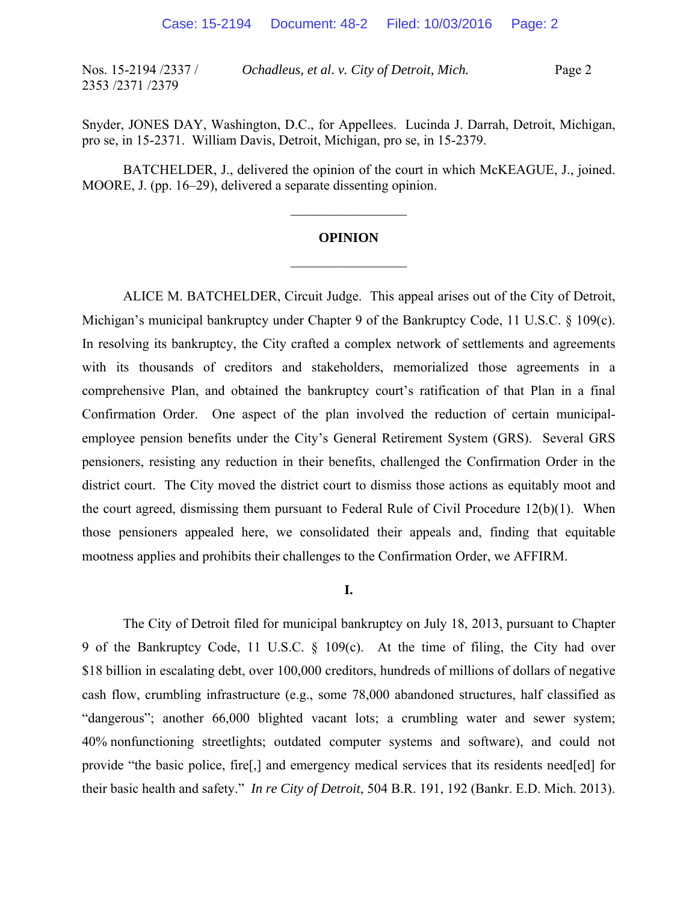Snyder, JONES DAY, Washington, D.C., for Appellees. Lucinda J. Darrah, Detroit, Michigan, pro se, in 15-2371. William Davis, Detroit, Michigan, pro se, in 15-2379.

BATCHELDER, J., delivered the opinion of the court in which McKEAGUE, J., joined. MOORE, J. (pp. 16–29), delivered a separate dissenting opinion.

---

**OPINION**

---

ALICE M. BATCHELDER, Circuit Judge. This appeal arises out of the City of Detroit, Michigan's municipal bankruptcy under Chapter 9 of the Bankruptcy Code, 11 U.S.C. § 109(c). In resolving its bankruptcy, the City crafted a complex network of settlements and agreements with its thousands of creditors and stakeholders, memorialized those agreements in a comprehensive Plan, and obtained the bankruptcy court's ratification of that Plan in a final Confirmation Order. One aspect of the plan involved the reduction of certain municipal-employee pension benefits under the City's General Retirement System (GRS). Several GRS pensioners, resisting any reduction in their benefits, challenged the Confirmation Order in the district court. The City moved the district court to dismiss those actions as equitably moot and the court agreed, dismissing them pursuant to Federal Rule of Civil Procedure 12(b)(1). When those pensioners appealed here, we consolidated their appeals and, finding that equitable mootness applies and prohibits their challenges to the Confirmation Order, we AFFIRM.

**I.**

The City of Detroit filed for municipal bankruptcy on July 18, 2013, pursuant to Chapter 9 of the Bankruptcy Code, 11 U.S.C. § 109(c). At the time of filing, the City had over $18 billion in escalating debt, over 100,000 creditors, hundreds of millions of dollars of negative cash flow, crumbling infrastructure (e.g., some 78,000 abandoned structures, half classified as "dangerous"; another 66,000 blighted vacant lots; a crumbling water and sewer system; 40% nonfunctioning streetlights; outdated computer systems and software), and could not provide "the basic police, fire[,] and emergency medical services that its residents need[ed] for their basic health and safety." *In re City of Detroit*, 504 B.R. 191, 192 (Bankr. E.D. Mich. 2013).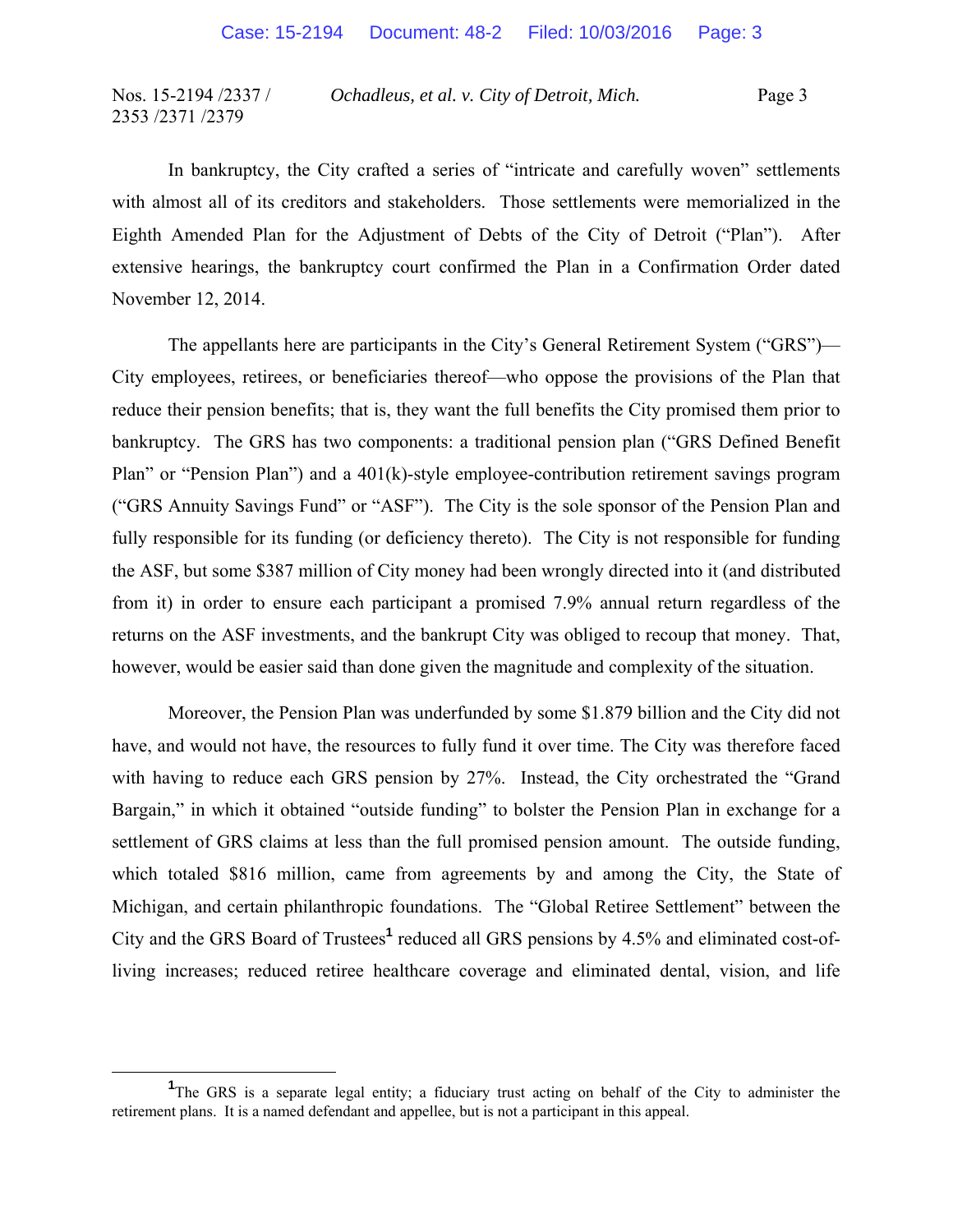In bankruptcy, the City crafted a series of "intricate and carefully woven" settlements with almost all of its creditors and stakeholders. Those settlements were memorialized in the Eighth Amended Plan for the Adjustment of Debts of the City of Detroit ("Plan"). After extensive hearings, the bankruptcy court confirmed the Plan in a Confirmation Order dated November 12, 2014.

The appellants here are participants in the City's General Retirement System ("GRS")—City employees, retirees, or beneficiaries thereof—who oppose the provisions of the Plan that reduce their pension benefits; that is, they want the full benefits the City promised them prior to bankruptcy. The GRS has two components: a traditional pension plan ("GRS Defined Benefit Plan" or "Pension Plan") and a 401(k)-style employee-contribution retirement savings program ("GRS Annuity Savings Fund" or "ASF"). The City is the sole sponsor of the Pension Plan and fully responsible for its funding (or deficiency thereto). The City is not responsible for funding the ASF, but some $387 million of City money had been wrongly directed into it (and distributed from it) in order to ensure each participant a promised 7.9% annual return regardless of the returns on the ASF investments, and the bankrupt City was obliged to recoup that money. That, however, would be easier said than done given the magnitude and complexity of the situation.

Moreover, the Pension Plan was underfunded by some $1.879 billion and the City did not have, and would not have, the resources to fully fund it over time. The City was therefore faced with having to reduce each GRS pension by 27%. Instead, the City orchestrated the "Grand Bargain," in which it obtained "outside funding" to bolster the Pension Plan in exchange for a settlement of GRS claims at less than the full promised pension amount. The outside funding, which totaled $816 million, came from agreements by and among the City, the State of Michigan, and certain philanthropic foundations. The "Global Retiree Settlement" between the City and the GRS Board of Trustees[1] reduced all GRS pensions by 4.5% and eliminated cost-of-living increases; reduced retiree healthcare coverage and eliminated dental, vision, and life

---

[1]The GRS is a separate legal entity; a fiduciary trust acting on behalf of the City to administer the retirement plans. It is a named defendant and appellee, but is not a participant in this appeal.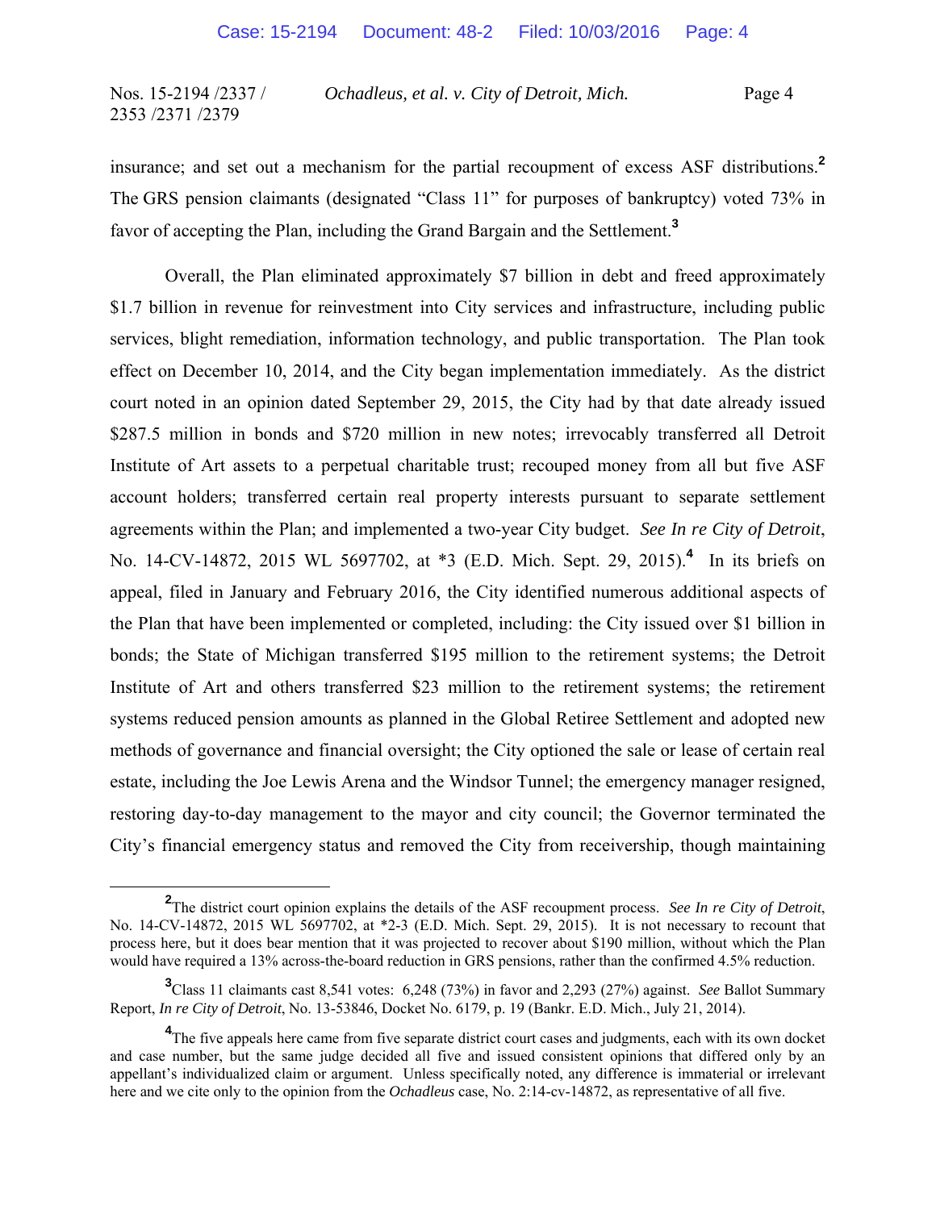insurance; and set out a mechanism for the partial recoupment of excess ASF distributions.[2] The GRS pension claimants (designated "Class 11" for purposes of bankruptcy) voted 73% in favor of accepting the Plan, including the Grand Bargain and the Settlement.[3]

Overall, the Plan eliminated approximately $7 billion in debt and freed approximately $1.7 billion in revenue for reinvestment into City services and infrastructure, including public services, blight remediation, information technology, and public transportation. The Plan took effect on December 10, 2014, and the City began implementation immediately. As the district court noted in an opinion dated September 29, 2015, the City had by that date already issued $287.5 million in bonds and $720 million in new notes; irrevocably transferred all Detroit Institute of Art assets to a perpetual charitable trust; recouped money from all but five ASF account holders; transferred certain real property interests pursuant to separate settlement agreements within the Plan; and implemented a two-year City budget. *See In re City of Detroit*, No. 14-CV-14872, 2015 WL 5697702, at *3 (E.D. Mich. Sept. 29, 2015).[4] In its briefs on appeal, filed in January and February 2016, the City identified numerous additional aspects of the Plan that have been implemented or completed, including: the City issued over $1 billion in bonds; the State of Michigan transferred $195 million to the retirement systems; the Detroit Institute of Art and others transferred $23 million to the retirement systems; the retirement systems reduced pension amounts as planned in the Global Retiree Settlement and adopted new methods of governance and financial oversight; the City optioned the sale or lease of certain real estate, including the Joe Lewis Arena and the Windsor Tunnel; the emergency manager resigned, restoring day-to-day management to the mayor and city council; the Governor terminated the City's financial emergency status and removed the City from receivership, though maintaining

[2] The district court opinion explains the details of the ASF recoupment process. *See In re City of Detroit*, No. 14-CV-14872, 2015 WL 5697702, at *2-3 (E.D. Mich. Sept. 29, 2015). It is not necessary to recount that process here, but it does bear mention that it was projected to recover about $190 million, without which the Plan would have required a 13% across-the-board reduction in GRS pensions, rather than the confirmed 4.5% reduction.

[3] Class 11 claimants cast 8,541 votes: 6,248 (73%) in favor and 2,293 (27%) against. *See* Ballot Summary Report, *In re City of Detroit*, No. 13-53846, Docket No. 6179, p. 19 (Bankr. E.D. Mich., July 21, 2014).

[4] The five appeals here came from five separate district court cases and judgments, each with its own docket and case number, but the same judge decided all five and issued consistent opinions that differed only by an appellant's individualized claim or argument. Unless specifically noted, any difference is immaterial or irrelevant here and we cite only to the opinion from the *Ochadleus* case, No. 2:14-cv-14872, as representative of all five.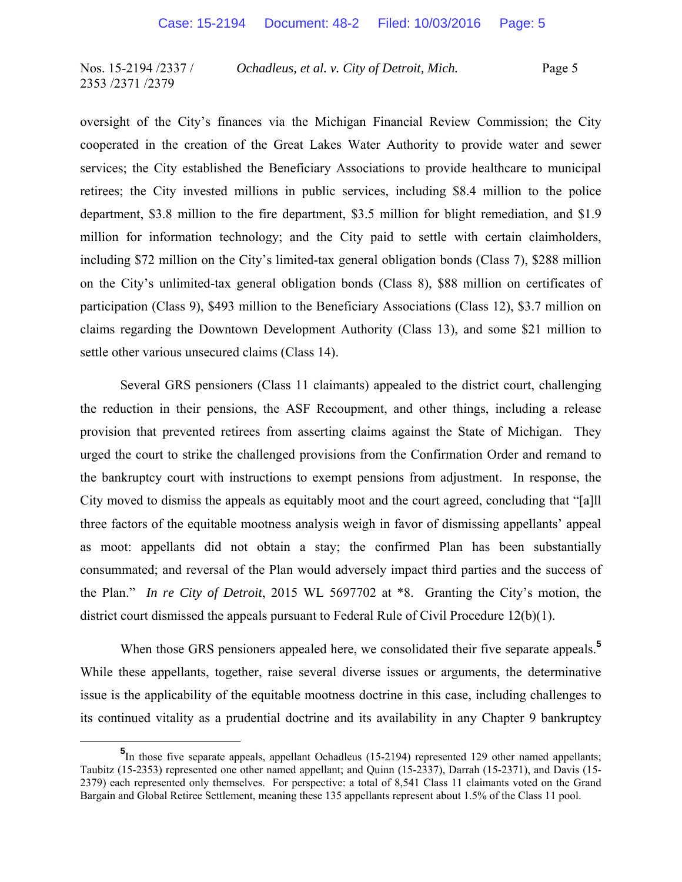oversight of the City's finances via the Michigan Financial Review Commission; the City cooperated in the creation of the Great Lakes Water Authority to provide water and sewer services; the City established the Beneficiary Associations to provide healthcare to municipal retirees; the City invested millions in public services, including \$8.4 million to the police department, \$3.8 million to the fire department, \$3.5 million for blight remediation, and \$1.9 million for information technology; and the City paid to settle with certain claimholders, including \$72 million on the City's limited-tax general obligation bonds (Class 7), \$288 million on the City's unlimited-tax general obligation bonds (Class 8), \$88 million on certificates of participation (Class 9), \$493 million to the Beneficiary Associations (Class 12), \$3.7 million on claims regarding the Downtown Development Authority (Class 13), and some \$21 million to settle other various unsecured claims (Class 14).

Several GRS pensioners (Class 11 claimants) appealed to the district court, challenging the reduction in their pensions, the ASF Recoupment, and other things, including a release provision that prevented retirees from asserting claims against the State of Michigan. They urged the court to strike the challenged provisions from the Confirmation Order and remand to the bankruptcy court with instructions to exempt pensions from adjustment. In response, the City moved to dismiss the appeals as equitably moot and the court agreed, concluding that "[a]ll three factors of the equitable mootness analysis weigh in favor of dismissing appellants' appeal as moot: appellants did not obtain a stay; the confirmed Plan has been substantially consummated; and reversal of the Plan would adversely impact third parties and the success of the Plan." *In re City of Detroit*, 2015 WL 5697702 at *8. Granting the City's motion, the district court dismissed the appeals pursuant to Federal Rule of Civil Procedure 12(b)(1).

When those GRS pensioners appealed here, we consolidated their five separate appeals.[5] While these appellants, together, raise several diverse issues or arguments, the determinative issue is the applicability of the equitable mootness doctrine in this case, including challenges to its continued vitality as a prudential doctrine and its availability in any Chapter 9 bankruptcy

---

[5] In those five separate appeals, appellant Ochadleus (15-2194) represented 129 other named appellants; Taubitz (15-2353) represented one other named appellant; and Quinn (15-2337), Darrah (15-2371), and Davis (15-2379) each represented only themselves. For perspective: a total of 8,541 Class 11 claimants voted on the Grand Bargain and Global Retiree Settlement, meaning these 135 appellants represent about 1.5% of the Class 11 pool.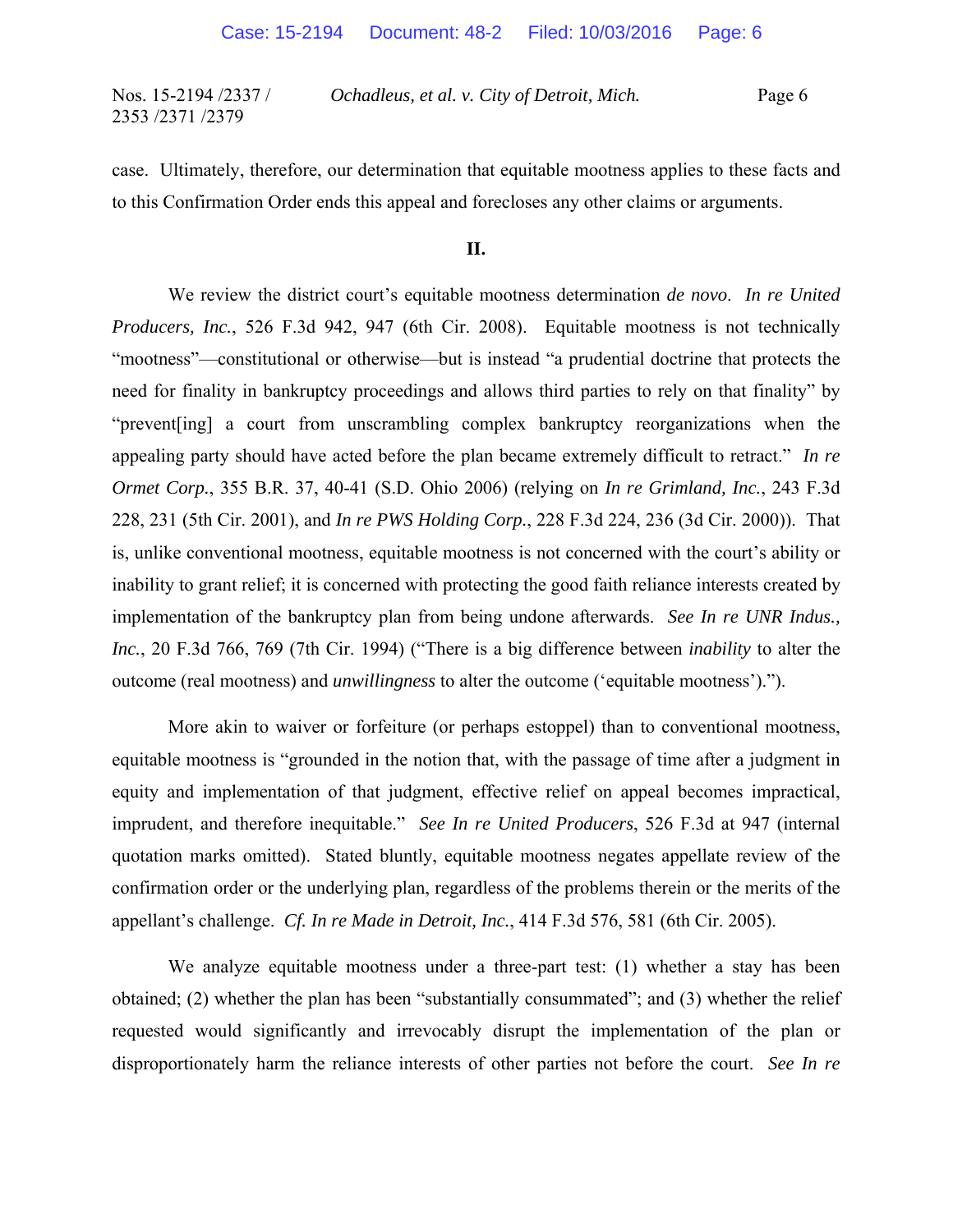case. Ultimately, therefore, our determination that equitable mootness applies to these facts and to this Confirmation Order ends this appeal and forecloses any other claims or arguments.

## II.

We review the district court's equitable mootness determination *de novo*. *In re United Producers, Inc.*, 526 F.3d 942, 947 (6th Cir. 2008). Equitable mootness is not technically "mootness"—constitutional or otherwise—but is instead "a prudential doctrine that protects the need for finality in bankruptcy proceedings and allows third parties to rely on that finality" by "prevent[ing] a court from unscrambling complex bankruptcy reorganizations when the appealing party should have acted before the plan became extremely difficult to retract." *In re Ormet Corp.*, 355 B.R. 37, 40-41 (S.D. Ohio 2006) (relying on *In re Grimland, Inc.*, 243 F.3d 228, 231 (5th Cir. 2001), and *In re PWS Holding Corp.*, 228 F.3d 224, 236 (3d Cir. 2000)). That is, unlike conventional mootness, equitable mootness is not concerned with the court's ability or inability to grant relief; it is concerned with protecting the good faith reliance interests created by implementation of the bankruptcy plan from being undone afterwards. *See In re UNR Indus., Inc.*, 20 F.3d 766, 769 (7th Cir. 1994) ("There is a big difference between *inability* to alter the outcome (real mootness) and *unwillingness* to alter the outcome ('equitable mootness').").

More akin to waiver or forfeiture (or perhaps estoppel) than to conventional mootness, equitable mootness is "grounded in the notion that, with the passage of time after a judgment in equity and implementation of that judgment, effective relief on appeal becomes impractical, imprudent, and therefore inequitable." *See In re United Producers*, 526 F.3d at 947 (internal quotation marks omitted). Stated bluntly, equitable mootness negates appellate review of the confirmation order or the underlying plan, regardless of the problems therein or the merits of the appellant's challenge. *Cf. In re Made in Detroit, Inc.*, 414 F.3d 576, 581 (6th Cir. 2005).

We analyze equitable mootness under a three-part test: (1) whether a stay has been obtained; (2) whether the plan has been "substantially consummated"; and (3) whether the relief requested would significantly and irrevocably disrupt the implementation of the plan or disproportionately harm the reliance interests of other parties not before the court. *See In re*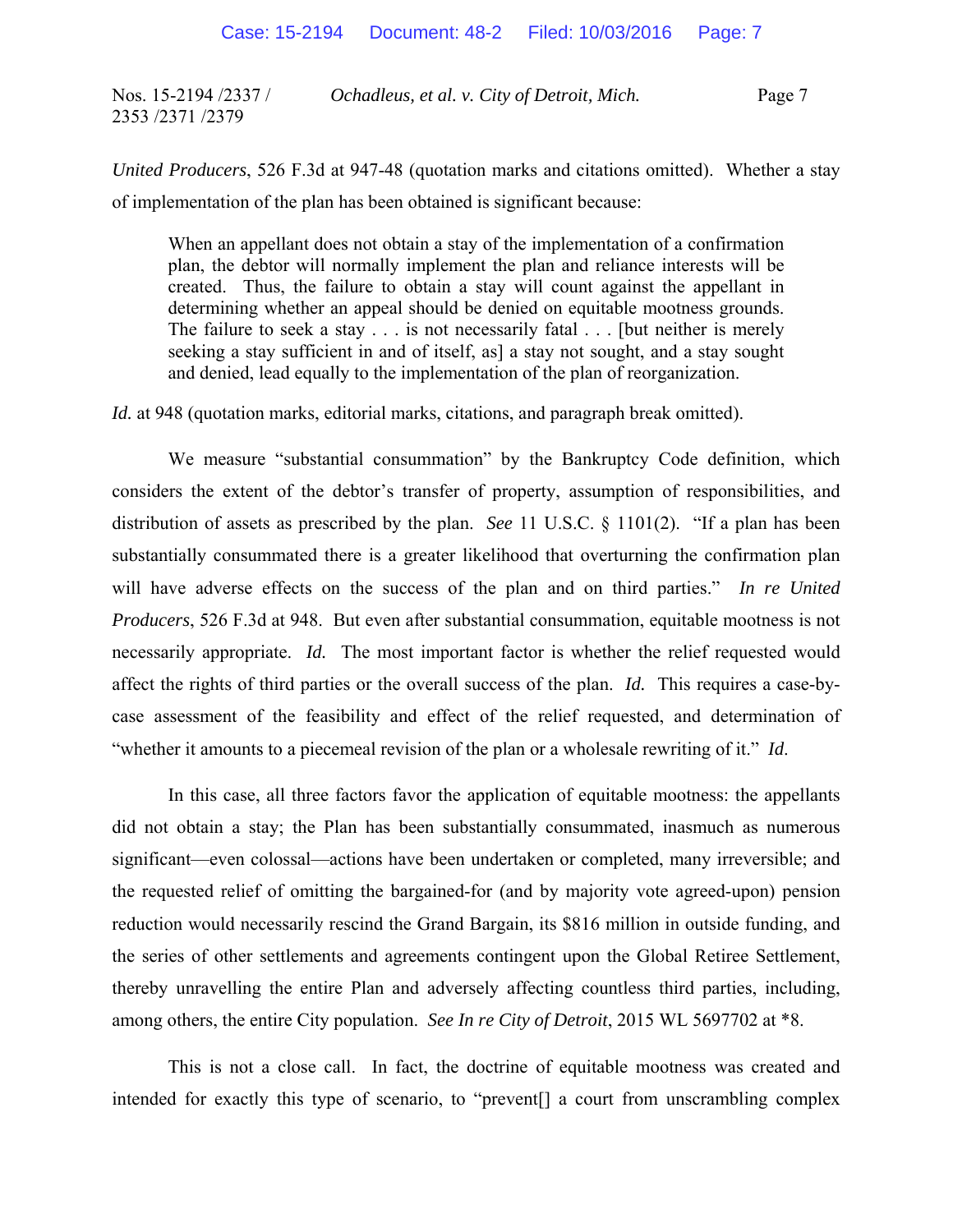*United Producers*, 526 F.3d at 947-48 (quotation marks and citations omitted). Whether a stay of implementation of the plan has been obtained is significant because:

> When an appellant does not obtain a stay of the implementation of a confirmation plan, the debtor will normally implement the plan and reliance interests will be created. Thus, the failure to obtain a stay will count against the appellant in determining whether an appeal should be denied on equitable mootness grounds. The failure to seek a stay . . . is not necessarily fatal . . . [but neither is merely seeking a stay sufficient in and of itself, as] a stay not sought, and a stay sought and denied, lead equally to the implementation of the plan of reorganization.

*Id.* at 948 (quotation marks, editorial marks, citations, and paragraph break omitted).

We measure "substantial consummation" by the Bankruptcy Code definition, which considers the extent of the debtor's transfer of property, assumption of responsibilities, and distribution of assets as prescribed by the plan. *See* 11 U.S.C. § 1101(2). "If a plan has been substantially consummated there is a greater likelihood that overturning the confirmation plan will have adverse effects on the success of the plan and on third parties." *In re United Producers*, 526 F.3d at 948. But even after substantial consummation, equitable mootness is not necessarily appropriate. *Id.* The most important factor is whether the relief requested would affect the rights of third parties or the overall success of the plan. *Id.* This requires a case-by-case assessment of the feasibility and effect of the relief requested, and determination of "whether it amounts to a piecemeal revision of the plan or a wholesale rewriting of it." *Id*.

In this case, all three factors favor the application of equitable mootness: the appellants did not obtain a stay; the Plan has been substantially consummated, inasmuch as numerous significant—even colossal—actions have been undertaken or completed, many irreversible; and the requested relief of omitting the bargained-for (and by majority vote agreed-upon) pension reduction would necessarily rescind the Grand Bargain, its $816 million in outside funding, and the series of other settlements and agreements contingent upon the Global Retiree Settlement, thereby unravelling the entire Plan and adversely affecting countless third parties, including, among others, the entire City population. *See In re City of Detroit*, 2015 WL 5697702 at *8.

This is not a close call. In fact, the doctrine of equitable mootness was created and intended for exactly this type of scenario, to "prevent[] a court from unscrambling complex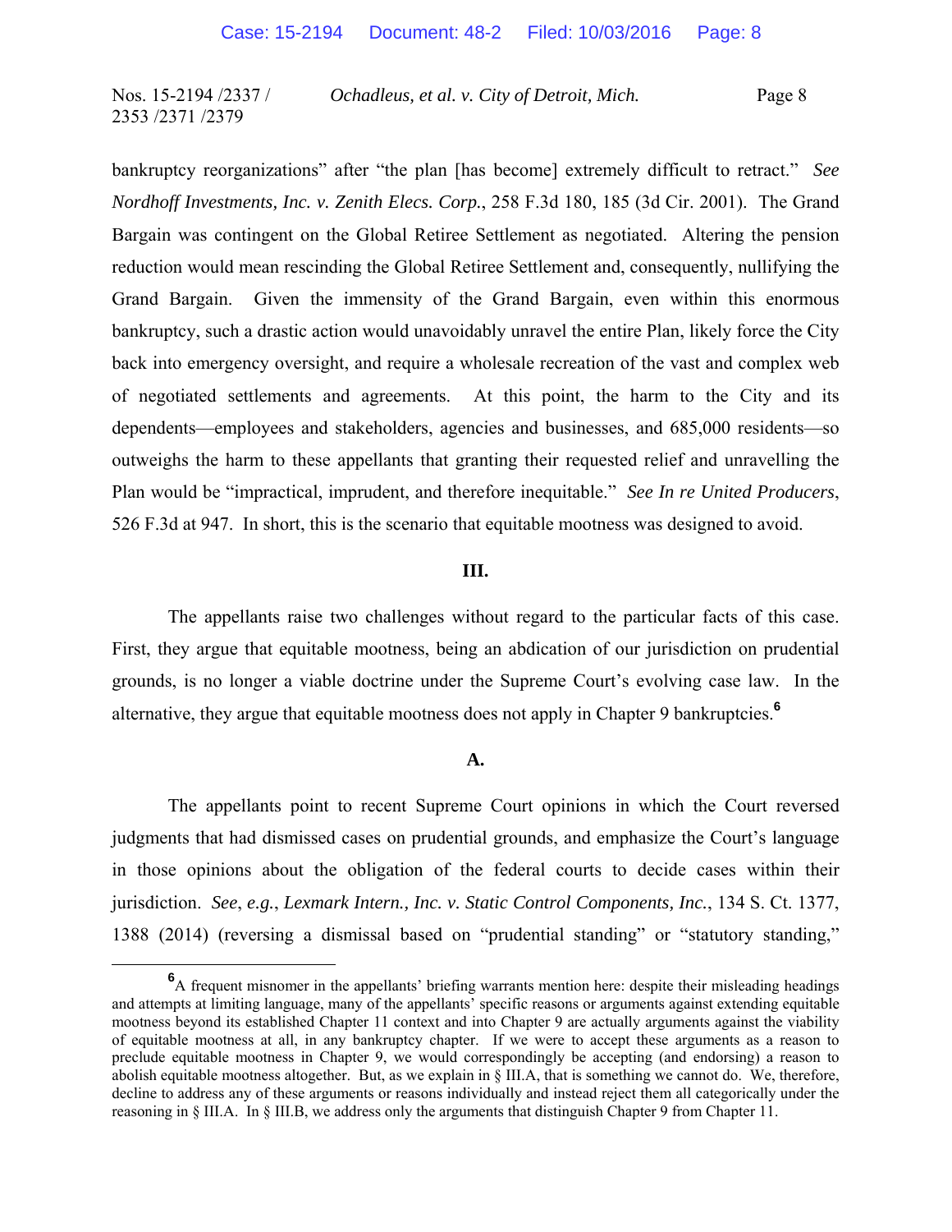bankruptcy reorganizations" after "the plan [has become] extremely difficult to retract." *See Nordhoff Investments, Inc. v. Zenith Elecs. Corp.*, 258 F.3d 180, 185 (3d Cir. 2001). The Grand Bargain was contingent on the Global Retiree Settlement as negotiated. Altering the pension reduction would mean rescinding the Global Retiree Settlement and, consequently, nullifying the Grand Bargain. Given the immensity of the Grand Bargain, even within this enormous bankruptcy, such a drastic action would unavoidably unravel the entire Plan, likely force the City back into emergency oversight, and require a wholesale recreation of the vast and complex web of negotiated settlements and agreements. At this point, the harm to the City and its dependents—employees and stakeholders, agencies and businesses, and 685,000 residents—so outweighs the harm to these appellants that granting their requested relief and unravelling the Plan would be "impractical, imprudent, and therefore inequitable." *See In re United Producers*, 526 F.3d at 947. In short, this is the scenario that equitable mootness was designed to avoid.

## III.

The appellants raise two challenges without regard to the particular facts of this case. First, they argue that equitable mootness, being an abdication of our jurisdiction on prudential grounds, is no longer a viable doctrine under the Supreme Court's evolving case law. In the alternative, they argue that equitable mootness does not apply in Chapter 9 bankruptcies.[6]

### A.

The appellants point to recent Supreme Court opinions in which the Court reversed judgments that had dismissed cases on prudential grounds, and emphasize the Court's language in those opinions about the obligation of the federal courts to decide cases within their jurisdiction. *See*, *e.g.*, *Lexmark Intern., Inc. v. Static Control Components, Inc.*, 134 S. Ct. 1377, 1388 (2014) (reversing a dismissal based on "prudential standing" or "statutory standing,"

---

[6] A frequent misnomer in the appellants' briefing warrants mention here: despite their misleading headings and attempts at limiting language, many of the appellants' specific reasons or arguments against extending equitable mootness beyond its established Chapter 11 context and into Chapter 9 are actually arguments against the viability of equitable mootness at all, in any bankruptcy chapter. If we were to accept these arguments as a reason to preclude equitable mootness in Chapter 9, we would correspondingly be accepting (and endorsing) a reason to abolish equitable mootness altogether. But, as we explain in § III.A, that is something we cannot do. We, therefore, decline to address any of these arguments or reasons individually and instead reject them all categorically under the reasoning in § III.A. In § III.B, we address only the arguments that distinguish Chapter 9 from Chapter 11.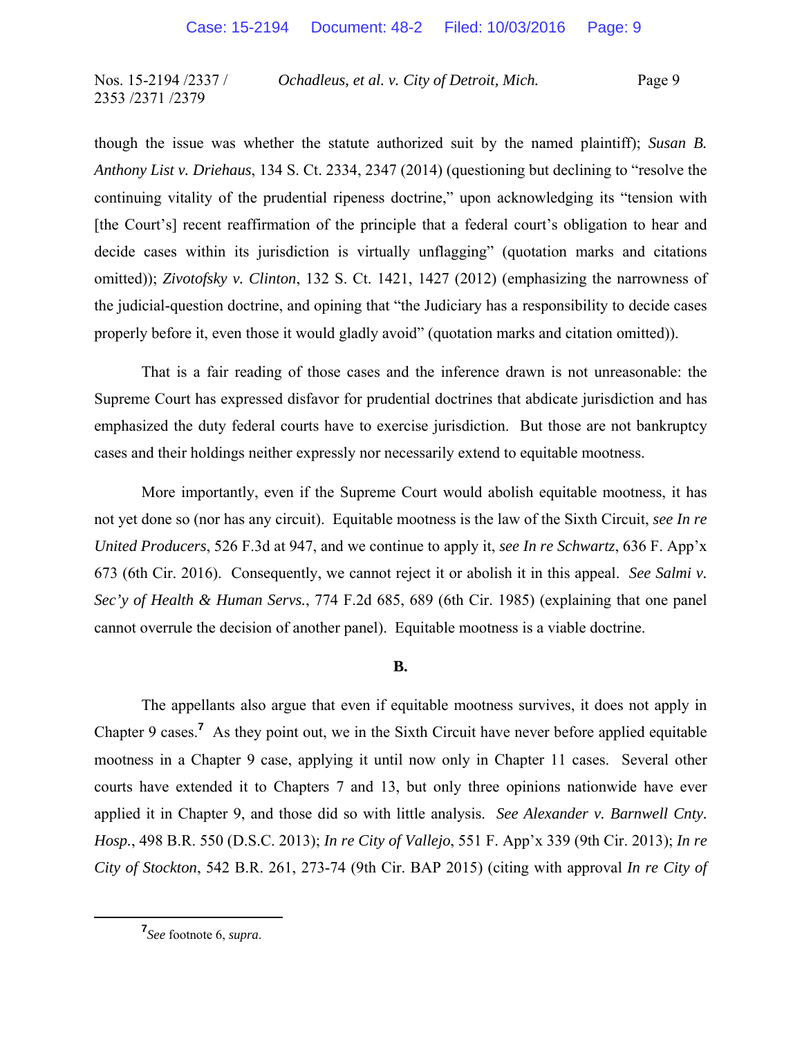though the issue was whether the statute authorized suit by the named plaintiff); *Susan B. Anthony List v. Driehaus*, 134 S. Ct. 2334, 2347 (2014) (questioning but declining to "resolve the continuing vitality of the prudential ripeness doctrine," upon acknowledging its "tension with [the Court's] recent reaffirmation of the principle that a federal court's obligation to hear and decide cases within its jurisdiction is virtually unflagging" (quotation marks and citations omitted)); *Zivotofsky v. Clinton*, 132 S. Ct. 1421, 1427 (2012) (emphasizing the narrowness of the judicial-question doctrine, and opining that "the Judiciary has a responsibility to decide cases properly before it, even those it would gladly avoid" (quotation marks and citation omitted)).

That is a fair reading of those cases and the inference drawn is not unreasonable: the Supreme Court has expressed disfavor for prudential doctrines that abdicate jurisdiction and has emphasized the duty federal courts have to exercise jurisdiction. But those are not bankruptcy cases and their holdings neither expressly nor necessarily extend to equitable mootness.

More importantly, even if the Supreme Court would abolish equitable mootness, it has not yet done so (nor has any circuit). Equitable mootness is the law of the Sixth Circuit, *see In re United Producers*, 526 F.3d at 947, and we continue to apply it, *see In re Schwartz*, 636 F. App'x 673 (6th Cir. 2016). Consequently, we cannot reject it or abolish it in this appeal. *See Salmi v. Sec'y of Health & Human Servs.*, 774 F.2d 685, 689 (6th Cir. 1985) (explaining that one panel cannot overrule the decision of another panel). Equitable mootness is a viable doctrine.

**B.**

The appellants also argue that even if equitable mootness survives, it does not apply in Chapter 9 cases.[7] As they point out, we in the Sixth Circuit have never before applied equitable mootness in a Chapter 9 case, applying it until now only in Chapter 11 cases. Several other courts have extended it to Chapters 7 and 13, but only three opinions nationwide have ever applied it in Chapter 9, and those did so with little analysis. *See Alexander v. Barnwell Cnty. Hosp.*, 498 B.R. 550 (D.S.C. 2013); *In re City of Vallejo*, 551 F. App'x 339 (9th Cir. 2013); *In re City of Stockton*, 542 B.R. 261, 273-74 (9th Cir. BAP 2015) (citing with approval *In re City of*

[7] *See* footnote 6, *supra*.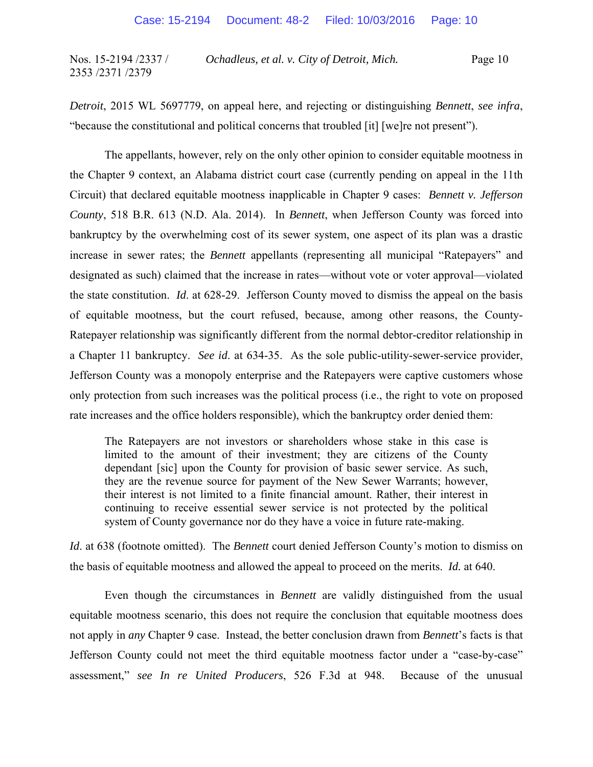*Detroit*, 2015 WL 5697779, on appeal here, and rejecting or distinguishing *Bennett*, *see infra*, "because the constitutional and political concerns that troubled [it] [we]re not present").

The appellants, however, rely on the only other opinion to consider equitable mootness in the Chapter 9 context, an Alabama district court case (currently pending on appeal in the 11th Circuit) that declared equitable mootness inapplicable in Chapter 9 cases: *Bennett v. Jefferson County*, 518 B.R. 613 (N.D. Ala. 2014). In *Bennett*, when Jefferson County was forced into bankruptcy by the overwhelming cost of its sewer system, one aspect of its plan was a drastic increase in sewer rates; the *Bennett* appellants (representing all municipal "Ratepayers" and designated as such) claimed that the increase in rates—without vote or voter approval—violated the state constitution. *Id*. at 628-29. Jefferson County moved to dismiss the appeal on the basis of equitable mootness, but the court refused, because, among other reasons, the County-Ratepayer relationship was significantly different from the normal debtor-creditor relationship in a Chapter 11 bankruptcy. *See id*. at 634-35. As the sole public-utility-sewer-service provider, Jefferson County was a monopoly enterprise and the Ratepayers were captive customers whose only protection from such increases was the political process (i.e., the right to vote on proposed rate increases and the office holders responsible), which the bankruptcy order denied them:

> The Ratepayers are not investors or shareholders whose stake in this case is limited to the amount of their investment; they are citizens of the County dependant [sic] upon the County for provision of basic sewer service. As such, they are the revenue source for payment of the New Sewer Warrants; however, their interest is not limited to a finite financial amount. Rather, their interest in continuing to receive essential sewer service is not protected by the political system of County governance nor do they have a voice in future rate-making.

*Id*. at 638 (footnote omitted). The *Bennett* court denied Jefferson County's motion to dismiss on the basis of equitable mootness and allowed the appeal to proceed on the merits. *Id.* at 640.

Even though the circumstances in *Bennett* are validly distinguished from the usual equitable mootness scenario, this does not require the conclusion that equitable mootness does not apply in *any* Chapter 9 case. Instead, the better conclusion drawn from *Bennett*'s facts is that Jefferson County could not meet the third equitable mootness factor under a "case-by-case" assessment," *see In re United Producers*, 526 F.3d at 948. Because of the unusual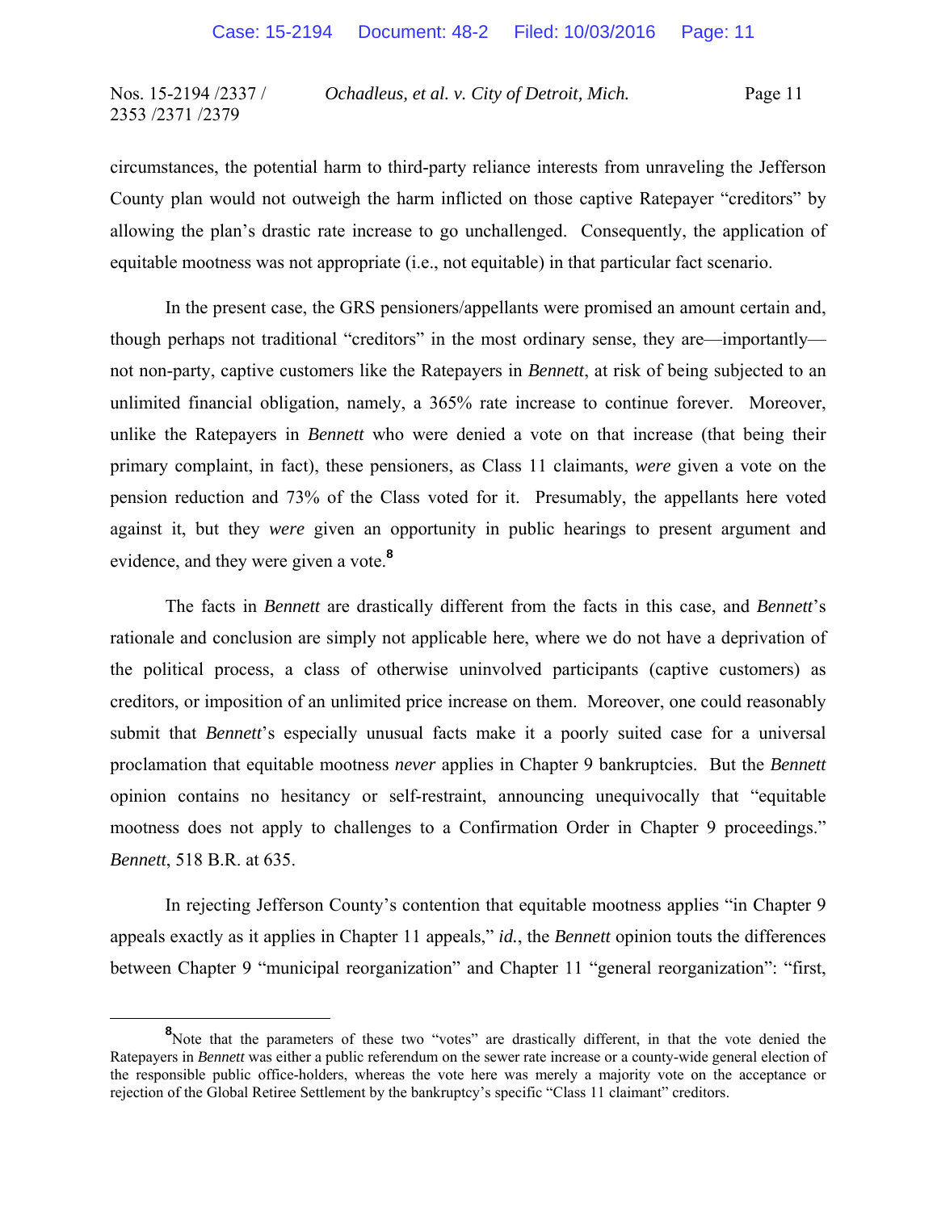circumstances, the potential harm to third-party reliance interests from unraveling the Jefferson County plan would not outweigh the harm inflicted on those captive Ratepayer "creditors" by allowing the plan's drastic rate increase to go unchallenged. Consequently, the application of equitable mootness was not appropriate (i.e., not equitable) in that particular fact scenario.

In the present case, the GRS pensioners/appellants were promised an amount certain and, though perhaps not traditional "creditors" in the most ordinary sense, they are—importantly—not non-party, captive customers like the Ratepayers in *Bennett*, at risk of being subjected to an unlimited financial obligation, namely, a 365% rate increase to continue forever. Moreover, unlike the Ratepayers in *Bennett* who were denied a vote on that increase (that being their primary complaint, in fact), these pensioners, as Class 11 claimants, *were* given a vote on the pension reduction and 73% of the Class voted for it. Presumably, the appellants here voted against it, but they *were* given an opportunity in public hearings to present argument and evidence, and they were given a vote.[8]

The facts in *Bennett* are drastically different from the facts in this case, and *Bennett*'s rationale and conclusion are simply not applicable here, where we do not have a deprivation of the political process, a class of otherwise uninvolved participants (captive customers) as creditors, or imposition of an unlimited price increase on them. Moreover, one could reasonably submit that *Bennett*'s especially unusual facts make it a poorly suited case for a universal proclamation that equitable mootness *never* applies in Chapter 9 bankruptcies. But the *Bennett* opinion contains no hesitancy or self-restraint, announcing unequivocally that "equitable mootness does not apply to challenges to a Confirmation Order in Chapter 9 proceedings." *Bennett*, 518 B.R. at 635.

In rejecting Jefferson County's contention that equitable mootness applies "in Chapter 9 appeals exactly as it applies in Chapter 11 appeals," *id.*, the *Bennett* opinion touts the differences between Chapter 9 "municipal reorganization" and Chapter 11 "general reorganization": "first,

---

[8] Note that the parameters of these two "votes" are drastically different, in that the vote denied the Ratepayers in *Bennett* was either a public referendum on the sewer rate increase or a county-wide general election of the responsible public office-holders, whereas the vote here was merely a majority vote on the acceptance or rejection of the Global Retiree Settlement by the bankruptcy's specific "Class 11 claimant" creditors.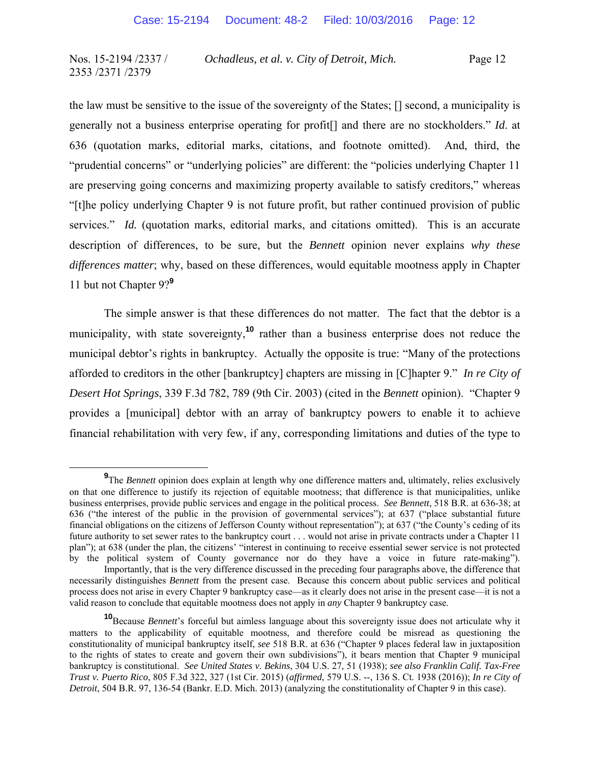the law must be sensitive to the issue of the sovereignty of the States; [] second, a municipality is generally not a business enterprise operating for profit[] and there are no stockholders." *Id.* at 636 (quotation marks, editorial marks, citations, and footnote omitted). And, third, the "prudential concerns" or "underlying policies" are different: the "policies underlying Chapter 11 are preserving going concerns and maximizing property available to satisfy creditors," whereas "[t]he policy underlying Chapter 9 is not future profit, but rather continued provision of public services." *Id.* (quotation marks, editorial marks, and citations omitted). This is an accurate description of differences, to be sure, but the *Bennett* opinion never explains *why these differences matter*; why, based on these differences, would equitable mootness apply in Chapter 11 but not Chapter 9?[9]

The simple answer is that these differences do not matter. The fact that the debtor is a municipality, with state sovereignty,[10] rather than a business enterprise does not reduce the municipal debtor's rights in bankruptcy. Actually the opposite is true: "Many of the protections afforded to creditors in the other [bankruptcy] chapters are missing in [C]hapter 9." *In re City of Desert Hot Springs*, 339 F.3d 782, 789 (9th Cir. 2003) (cited in the *Bennett* opinion). "Chapter 9 provides a [municipal] debtor with an array of bankruptcy powers to enable it to achieve financial rehabilitation with very few, if any, corresponding limitations and duties of the type to

---

[9] The *Bennett* opinion does explain at length why one difference matters and, ultimately, relies exclusively on that one difference to justify its rejection of equitable mootness; that difference is that municipalities, unlike business enterprises, provide public services and engage in the political process. *See Bennett*, 518 B.R. at 636-38; at 636 ("the interest of the public in the provision of governmental services"); at 637 ("place substantial future financial obligations on the citizens of Jefferson County without representation"); at 637 ("the County's ceding of its future authority to set sewer rates to the bankruptcy court . . . would not arise in private contracts under a Chapter 11 plan"); at 638 (under the plan, the citizens' "interest in continuing to receive essential sewer service is not protected by the political system of County governance nor do they have a voice in future rate-making").

Importantly, that is the very difference discussed in the preceding four paragraphs above, the difference that necessarily distinguishes *Bennett* from the present case. Because this concern about public services and political process does not arise in every Chapter 9 bankruptcy case—as it clearly does not arise in the present case—it is not a valid reason to conclude that equitable mootness does not apply in *any* Chapter 9 bankruptcy case.

[10] Because *Bennett*'s forceful but aimless language about this sovereignty issue does not articulate why it matters to the applicability of equitable mootness, and therefore could be misread as questioning the constitutionality of municipal bankruptcy itself, *see* 518 B.R. at 636 ("Chapter 9 places federal law in juxtaposition to the rights of states to create and govern their own subdivisions"), it bears mention that Chapter 9 municipal bankruptcy is constitutional. *See United States v. Bekins*, 304 U.S. 27, 51 (1938); *see also Franklin Calif. Tax-Free Trust v. Puerto Rico*, 805 F.3d 322, 327 (1st Cir. 2015) (*affirmed*, 579 U.S. --, 136 S. Ct. 1938 (2016)); *In re City of Detroit*, 504 B.R. 97, 136-54 (Bankr. E.D. Mich. 2013) (analyzing the constitutionality of Chapter 9 in this case).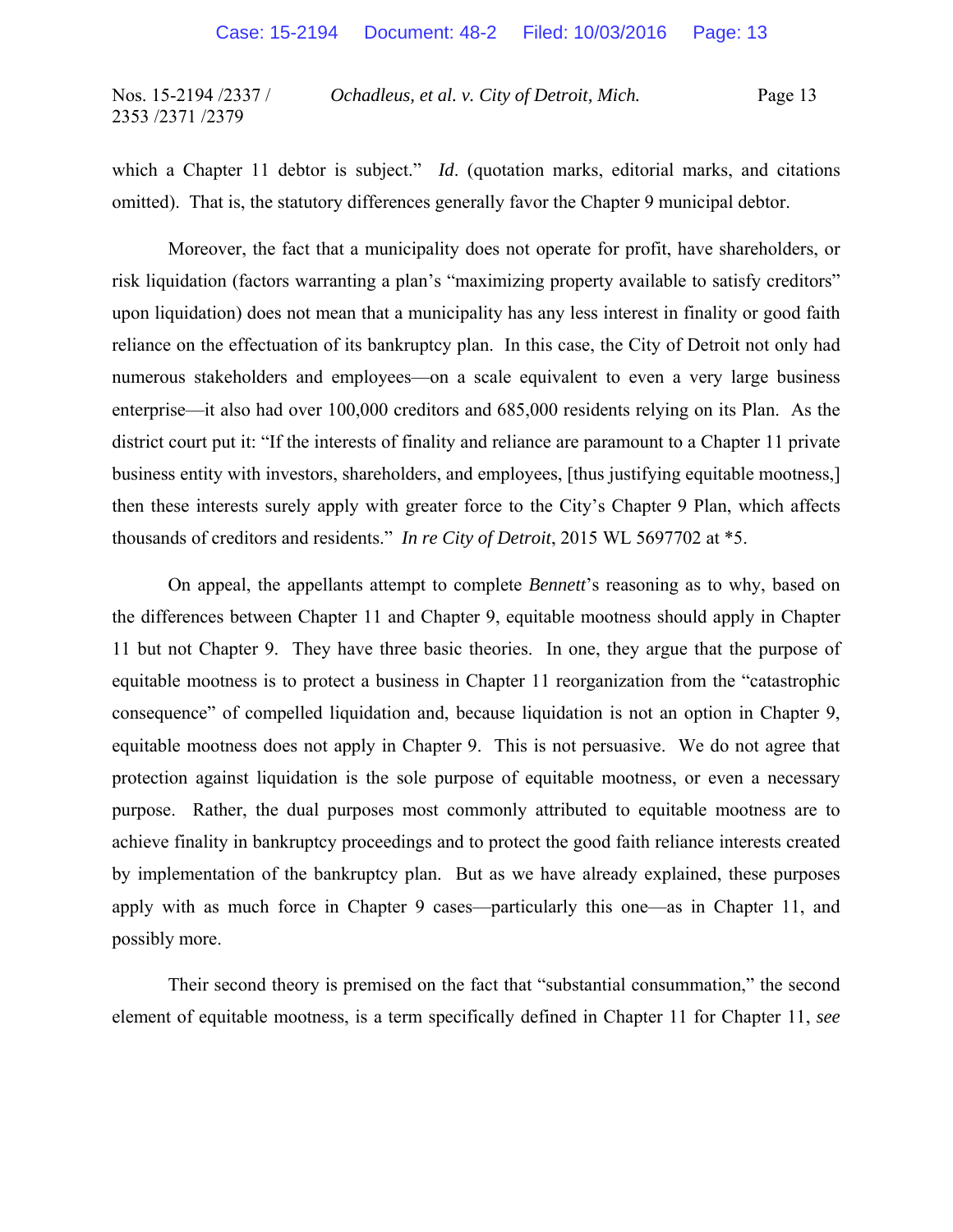which a Chapter 11 debtor is subject." *Id*. (quotation marks, editorial marks, and citations omitted). That is, the statutory differences generally favor the Chapter 9 municipal debtor.

Moreover, the fact that a municipality does not operate for profit, have shareholders, or risk liquidation (factors warranting a plan's "maximizing property available to satisfy creditors" upon liquidation) does not mean that a municipality has any less interest in finality or good faith reliance on the effectuation of its bankruptcy plan. In this case, the City of Detroit not only had numerous stakeholders and employees—on a scale equivalent to even a very large business enterprise—it also had over 100,000 creditors and 685,000 residents relying on its Plan. As the district court put it: "If the interests of finality and reliance are paramount to a Chapter 11 private business entity with investors, shareholders, and employees, [thus justifying equitable mootness,] then these interests surely apply with greater force to the City's Chapter 9 Plan, which affects thousands of creditors and residents." *In re City of Detroit*, 2015 WL 5697702 at *5.

On appeal, the appellants attempt to complete *Bennett*'s reasoning as to why, based on the differences between Chapter 11 and Chapter 9, equitable mootness should apply in Chapter 11 but not Chapter 9. They have three basic theories. In one, they argue that the purpose of equitable mootness is to protect a business in Chapter 11 reorganization from the "catastrophic consequence" of compelled liquidation and, because liquidation is not an option in Chapter 9, equitable mootness does not apply in Chapter 9. This is not persuasive. We do not agree that protection against liquidation is the sole purpose of equitable mootness, or even a necessary purpose. Rather, the dual purposes most commonly attributed to equitable mootness are to achieve finality in bankruptcy proceedings and to protect the good faith reliance interests created by implementation of the bankruptcy plan. But as we have already explained, these purposes apply with as much force in Chapter 9 cases—particularly this one—as in Chapter 11, and possibly more.

Their second theory is premised on the fact that "substantial consummation," the second element of equitable mootness, is a term specifically defined in Chapter 11 for Chapter 11, *see*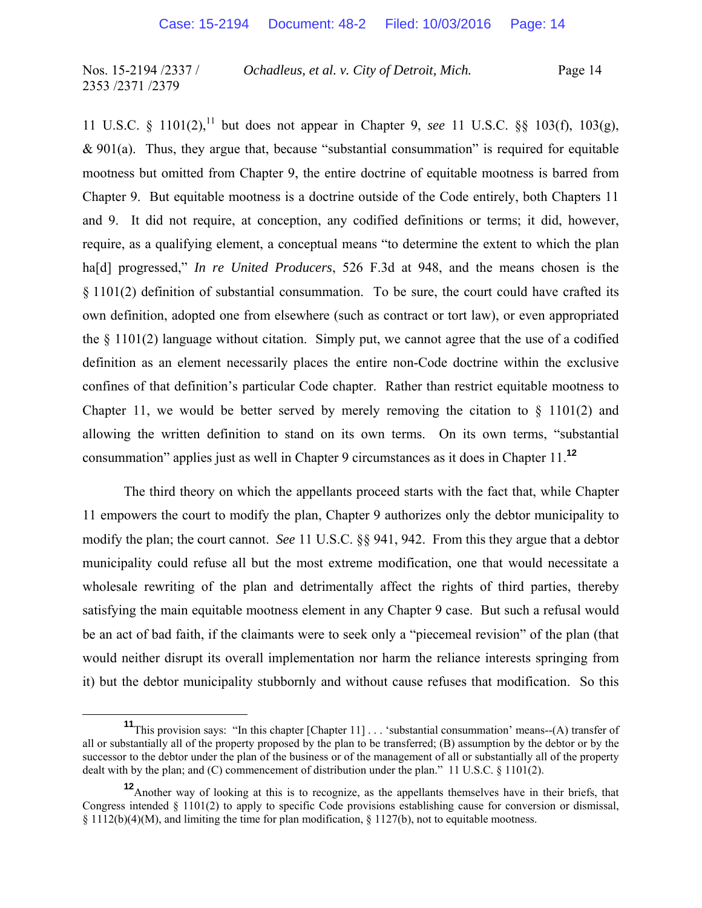11 U.S.C. § 1101(2),[11] but does not appear in Chapter 9, *see* 11 U.S.C. §§ 103(f), 103(g), & 901(a). Thus, they argue that, because "substantial consummation" is required for equitable mootness but omitted from Chapter 9, the entire doctrine of equitable mootness is barred from Chapter 9. But equitable mootness is a doctrine outside of the Code entirely, both Chapters 11 and 9. It did not require, at conception, any codified definitions or terms; it did, however, require, as a qualifying element, a conceptual means "to determine the extent to which the plan ha[d] progressed," *In re United Producers*, 526 F.3d at 948, and the means chosen is the § 1101(2) definition of substantial consummation. To be sure, the court could have crafted its own definition, adopted one from elsewhere (such as contract or tort law), or even appropriated the § 1101(2) language without citation. Simply put, we cannot agree that the use of a codified definition as an element necessarily places the entire non-Code doctrine within the exclusive confines of that definition's particular Code chapter. Rather than restrict equitable mootness to Chapter 11, we would be better served by merely removing the citation to § 1101(2) and allowing the written definition to stand on its own terms. On its own terms, "substantial consummation" applies just as well in Chapter 9 circumstances as it does in Chapter 11.[12]

The third theory on which the appellants proceed starts with the fact that, while Chapter 11 empowers the court to modify the plan, Chapter 9 authorizes only the debtor municipality to modify the plan; the court cannot. *See* 11 U.S.C. §§ 941, 942. From this they argue that a debtor municipality could refuse all but the most extreme modification, one that would necessitate a wholesale rewriting of the plan and detrimentally affect the rights of third parties, thereby satisfying the main equitable mootness element in any Chapter 9 case. But such a refusal would be an act of bad faith, if the claimants were to seek only a "piecemeal revision" of the plan (that would neither disrupt its overall implementation nor harm the reliance interests springing from it) but the debtor municipality stubbornly and without cause refuses that modification. So this

---

[11] This provision says: "In this chapter [Chapter 11] . . . 'substantial consummation' means--(A) transfer of all or substantially all of the property proposed by the plan to be transferred; (B) assumption by the debtor or by the successor to the debtor under the plan of the business or of the management of all or substantially all of the property dealt with by the plan; and (C) commencement of distribution under the plan." 11 U.S.C. § 1101(2).

[12] Another way of looking at this is to recognize, as the appellants themselves have in their briefs, that Congress intended § 1101(2) to apply to specific Code provisions establishing cause for conversion or dismissal, § 1112(b)(4)(M), and limiting the time for plan modification, § 1127(b), not to equitable mootness.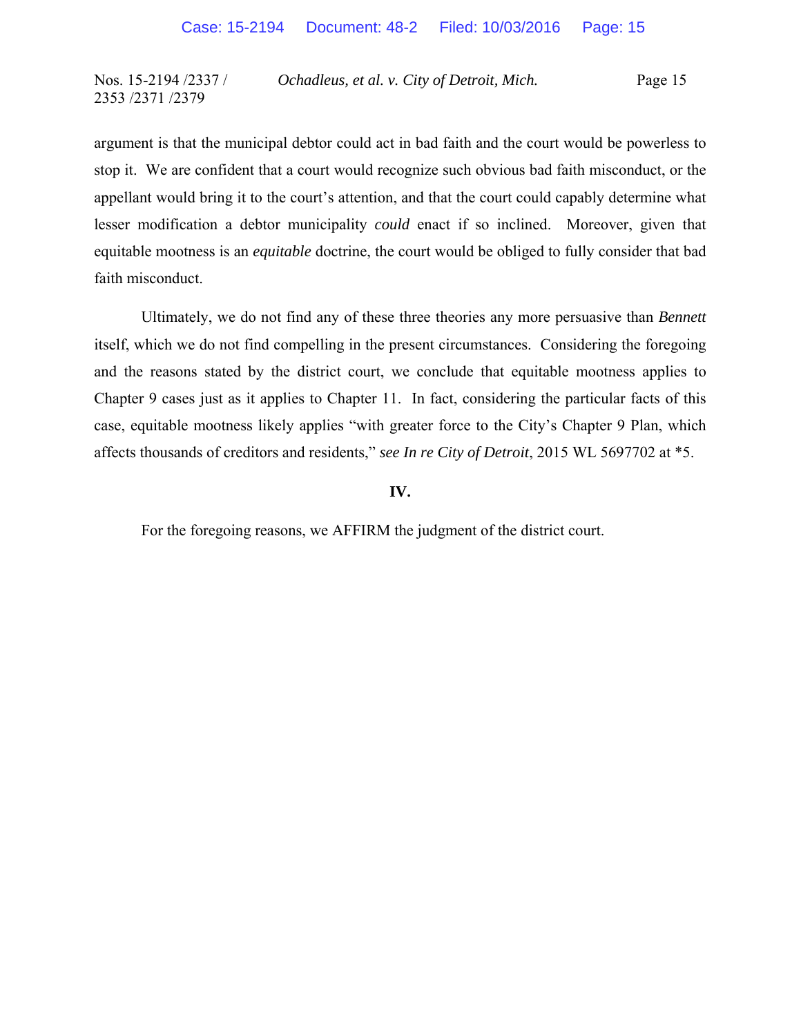argument is that the municipal debtor could act in bad faith and the court would be powerless to stop it. We are confident that a court would recognize such obvious bad faith misconduct, or the appellant would bring it to the court's attention, and that the court could capably determine what lesser modification a debtor municipality *could* enact if so inclined. Moreover, given that equitable mootness is an *equitable* doctrine, the court would be obliged to fully consider that bad faith misconduct.

Ultimately, we do not find any of these three theories any more persuasive than *Bennett* itself, which we do not find compelling in the present circumstances. Considering the foregoing and the reasons stated by the district court, we conclude that equitable mootness applies to Chapter 9 cases just as it applies to Chapter 11. In fact, considering the particular facts of this case, equitable mootness likely applies "with greater force to the City's Chapter 9 Plan, which affects thousands of creditors and residents," *see In re City of Detroit*, 2015 WL 5697702 at *5.

## IV.

For the foregoing reasons, we AFFIRM the judgment of the district court.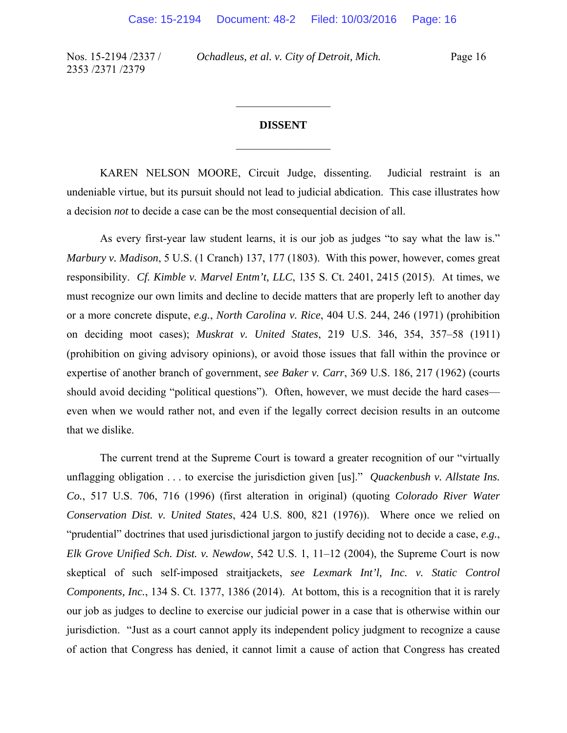## DISSENT

KAREN NELSON MOORE, Circuit Judge, dissenting. Judicial restraint is an undeniable virtue, but its pursuit should not lead to judicial abdication. This case illustrates how a decision *not* to decide a case can be the most consequential decision of all.

As every first-year law student learns, it is our job as judges "to say what the law is." *Marbury v. Madison*, 5 U.S. (1 Cranch) 137, 177 (1803). With this power, however, comes great responsibility. *Cf. Kimble v. Marvel Entm't, LLC*, 135 S. Ct. 2401, 2415 (2015). At times, we must recognize our own limits and decline to decide matters that are properly left to another day or a more concrete dispute, *e.g.*, *North Carolina v. Rice*, 404 U.S. 244, 246 (1971) (prohibition on deciding moot cases); *Muskrat v. United States*, 219 U.S. 346, 354, 357–58 (1911) (prohibition on giving advisory opinions), or avoid those issues that fall within the province or expertise of another branch of government, *see Baker v. Carr*, 369 U.S. 186, 217 (1962) (courts should avoid deciding "political questions"). Often, however, we must decide the hard cases—even when we would rather not, and even if the legally correct decision results in an outcome that we dislike.

The current trend at the Supreme Court is toward a greater recognition of our "virtually unflagging obligation . . . to exercise the jurisdiction given [us]." *Quackenbush v. Allstate Ins. Co.*, 517 U.S. 706, 716 (1996) (first alteration in original) (quoting *Colorado River Water Conservation Dist. v. United States*, 424 U.S. 800, 821 (1976)). Where once we relied on "prudential" doctrines that used jurisdictional jargon to justify deciding not to decide a case, *e.g.*, *Elk Grove Unified Sch. Dist. v. Newdow*, 542 U.S. 1, 11–12 (2004), the Supreme Court is now skeptical of such self-imposed straitjackets, *see Lexmark Int'l, Inc. v. Static Control Components, Inc.*, 134 S. Ct. 1377, 1386 (2014). At bottom, this is a recognition that it is rarely our job as judges to decline to exercise our judicial power in a case that is otherwise within our jurisdiction. "Just as a court cannot apply its independent policy judgment to recognize a cause of action that Congress has denied, it cannot limit a cause of action that Congress has created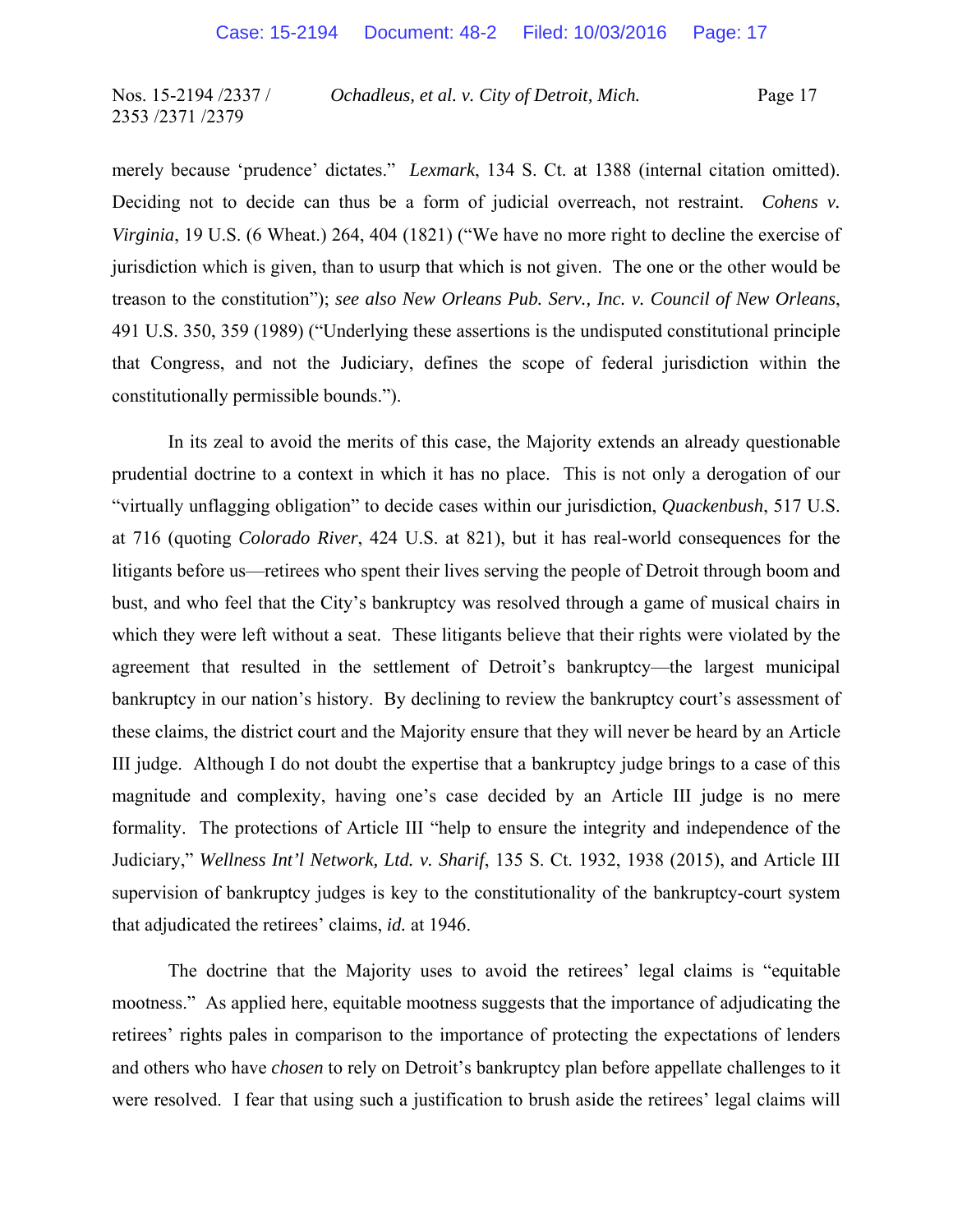merely because 'prudence' dictates." *Lexmark*, 134 S. Ct. at 1388 (internal citation omitted). Deciding not to decide can thus be a form of judicial overreach, not restraint. *Cohens v. Virginia*, 19 U.S. (6 Wheat.) 264, 404 (1821) ("We have no more right to decline the exercise of jurisdiction which is given, than to usurp that which is not given. The one or the other would be treason to the constitution"); *see also New Orleans Pub. Serv., Inc. v. Council of New Orleans*, 491 U.S. 350, 359 (1989) ("Underlying these assertions is the undisputed constitutional principle that Congress, and not the Judiciary, defines the scope of federal jurisdiction within the constitutionally permissible bounds.").

In its zeal to avoid the merits of this case, the Majority extends an already questionable prudential doctrine to a context in which it has no place. This is not only a derogation of our "virtually unflagging obligation" to decide cases within our jurisdiction, *Quackenbush*, 517 U.S. at 716 (quoting *Colorado River*, 424 U.S. at 821), but it has real-world consequences for the litigants before us—retirees who spent their lives serving the people of Detroit through boom and bust, and who feel that the City's bankruptcy was resolved through a game of musical chairs in which they were left without a seat. These litigants believe that their rights were violated by the agreement that resulted in the settlement of Detroit's bankruptcy—the largest municipal bankruptcy in our nation's history. By declining to review the bankruptcy court's assessment of these claims, the district court and the Majority ensure that they will never be heard by an Article III judge. Although I do not doubt the expertise that a bankruptcy judge brings to a case of this magnitude and complexity, having one's case decided by an Article III judge is no mere formality. The protections of Article III "help to ensure the integrity and independence of the Judiciary," *Wellness Int'l Network, Ltd. v. Sharif*, 135 S. Ct. 1932, 1938 (2015), and Article III supervision of bankruptcy judges is key to the constitutionality of the bankruptcy-court system that adjudicated the retirees' claims, *id.* at 1946.

The doctrine that the Majority uses to avoid the retirees' legal claims is "equitable mootness." As applied here, equitable mootness suggests that the importance of adjudicating the retirees' rights pales in comparison to the importance of protecting the expectations of lenders and others who have *chosen* to rely on Detroit's bankruptcy plan before appellate challenges to it were resolved. I fear that using such a justification to brush aside the retirees' legal claims will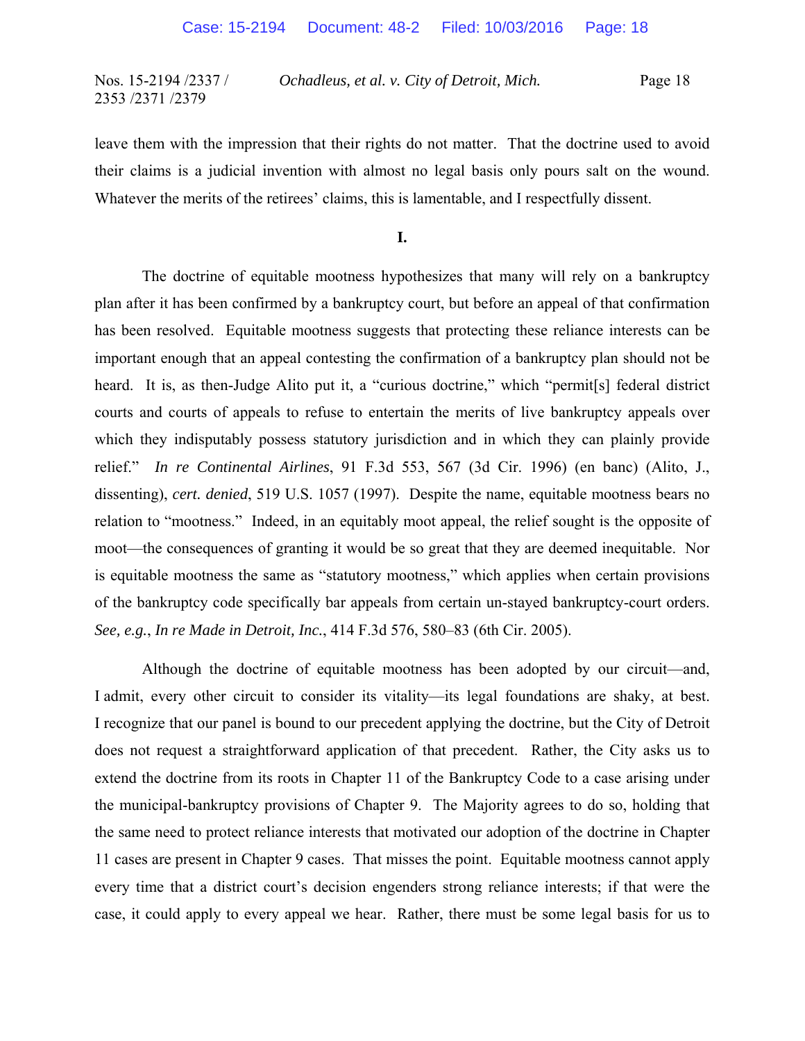leave them with the impression that their rights do not matter. That the doctrine used to avoid their claims is a judicial invention with almost no legal basis only pours salt on the wound. Whatever the merits of the retirees' claims, this is lamentable, and I respectfully dissent.

**I.**

The doctrine of equitable mootness hypothesizes that many will rely on a bankruptcy plan after it has been confirmed by a bankruptcy court, but before an appeal of that confirmation has been resolved. Equitable mootness suggests that protecting these reliance interests can be important enough that an appeal contesting the confirmation of a bankruptcy plan should not be heard. It is, as then-Judge Alito put it, a "curious doctrine," which "permit[s] federal district courts and courts of appeals to refuse to entertain the merits of live bankruptcy appeals over which they indisputably possess statutory jurisdiction and in which they can plainly provide relief." *In re Continental Airlines*, 91 F.3d 553, 567 (3d Cir. 1996) (en banc) (Alito, J., dissenting), *cert. denied*, 519 U.S. 1057 (1997). Despite the name, equitable mootness bears no relation to "mootness." Indeed, in an equitably moot appeal, the relief sought is the opposite of moot—the consequences of granting it would be so great that they are deemed inequitable. Nor is equitable mootness the same as "statutory mootness," which applies when certain provisions of the bankruptcy code specifically bar appeals from certain un-stayed bankruptcy-court orders. *See, e.g.*, *In re Made in Detroit, Inc.*, 414 F.3d 576, 580–83 (6th Cir. 2005).

Although the doctrine of equitable mootness has been adopted by our circuit—and, I admit, every other circuit to consider its vitality—its legal foundations are shaky, at best. I recognize that our panel is bound to our precedent applying the doctrine, but the City of Detroit does not request a straightforward application of that precedent. Rather, the City asks us to extend the doctrine from its roots in Chapter 11 of the Bankruptcy Code to a case arising under the municipal-bankruptcy provisions of Chapter 9. The Majority agrees to do so, holding that the same need to protect reliance interests that motivated our adoption of the doctrine in Chapter 11 cases are present in Chapter 9 cases. That misses the point. Equitable mootness cannot apply every time that a district court's decision engenders strong reliance interests; if that were the case, it could apply to every appeal we hear. Rather, there must be some legal basis for us to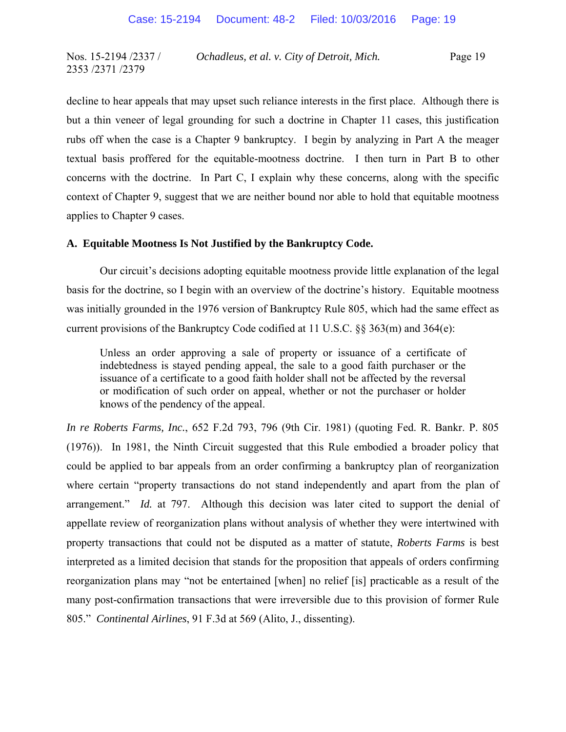decline to hear appeals that may upset such reliance interests in the first place. Although there is but a thin veneer of legal grounding for such a doctrine in Chapter 11 cases, this justification rubs off when the case is a Chapter 9 bankruptcy. I begin by analyzing in Part A the meager textual basis proffered for the equitable-mootness doctrine. I then turn in Part B to other concerns with the doctrine. In Part C, I explain why these concerns, along with the specific context of Chapter 9, suggest that we are neither bound nor able to hold that equitable mootness applies to Chapter 9 cases.

**A. Equitable Mootness Is Not Justified by the Bankruptcy Code.**

Our circuit's decisions adopting equitable mootness provide little explanation of the legal basis for the doctrine, so I begin with an overview of the doctrine's history. Equitable mootness was initially grounded in the 1976 version of Bankruptcy Rule 805, which had the same effect as current provisions of the Bankruptcy Code codified at 11 U.S.C. §§ 363(m) and 364(e):

> Unless an order approving a sale of property or issuance of a certificate of indebtedness is stayed pending appeal, the sale to a good faith purchaser or the issuance of a certificate to a good faith holder shall not be affected by the reversal or modification of such order on appeal, whether or not the purchaser or holder knows of the pendency of the appeal.

*In re Roberts Farms, Inc.*, 652 F.2d 793, 796 (9th Cir. 1981) (quoting Fed. R. Bankr. P. 805 (1976)). In 1981, the Ninth Circuit suggested that this Rule embodied a broader policy that could be applied to bar appeals from an order confirming a bankruptcy plan of reorganization where certain "property transactions do not stand independently and apart from the plan of arrangement." *Id.* at 797. Although this decision was later cited to support the denial of appellate review of reorganization plans without analysis of whether they were intertwined with property transactions that could not be disputed as a matter of statute, *Roberts Farms* is best interpreted as a limited decision that stands for the proposition that appeals of orders confirming reorganization plans may "not be entertained [when] no relief [is] practicable as a result of the many post-confirmation transactions that were irreversible due to this provision of former Rule 805." *Continental Airlines*, 91 F.3d at 569 (Alito, J., dissenting).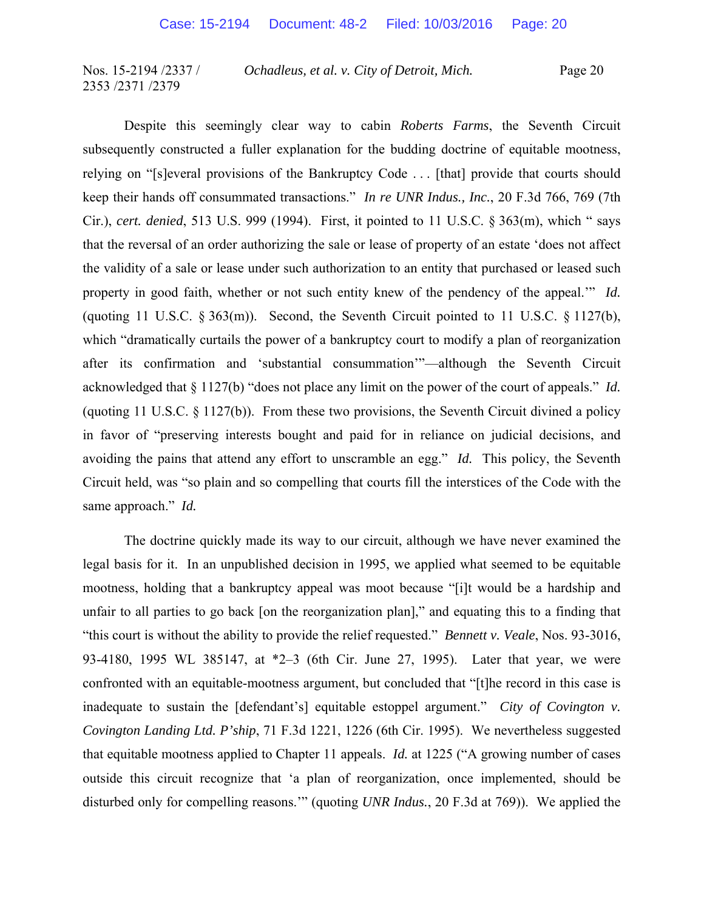Despite this seemingly clear way to cabin *Roberts Farms*, the Seventh Circuit subsequently constructed a fuller explanation for the budding doctrine of equitable mootness, relying on "[s]everal provisions of the Bankruptcy Code . . . [that] provide that courts should keep their hands off consummated transactions." *In re UNR Indus., Inc.*, 20 F.3d 766, 769 (7th Cir.), *cert. denied*, 513 U.S. 999 (1994). First, it pointed to 11 U.S.C. § 363(m), which " says that the reversal of an order authorizing the sale or lease of property of an estate 'does not affect the validity of a sale or lease under such authorization to an entity that purchased or leased such property in good faith, whether or not such entity knew of the pendency of the appeal.'" *Id.* (quoting 11 U.S.C. § 363(m)). Second, the Seventh Circuit pointed to 11 U.S.C. § 1127(b), which "dramatically curtails the power of a bankruptcy court to modify a plan of reorganization after its confirmation and 'substantial consummation'"—although the Seventh Circuit acknowledged that § 1127(b) "does not place any limit on the power of the court of appeals." *Id.* (quoting 11 U.S.C. § 1127(b)). From these two provisions, the Seventh Circuit divined a policy in favor of "preserving interests bought and paid for in reliance on judicial decisions, and avoiding the pains that attend any effort to unscramble an egg." *Id.* This policy, the Seventh Circuit held, was "so plain and so compelling that courts fill the interstices of the Code with the same approach." *Id.*

The doctrine quickly made its way to our circuit, although we have never examined the legal basis for it. In an unpublished decision in 1995, we applied what seemed to be equitable mootness, holding that a bankruptcy appeal was moot because "[i]t would be a hardship and unfair to all parties to go back [on the reorganization plan]," and equating this to a finding that "this court is without the ability to provide the relief requested." *Bennett v. Veale*, Nos. 93-3016, 93-4180, 1995 WL 385147, at *2–3 (6th Cir. June 27, 1995). Later that year, we were confronted with an equitable-mootness argument, but concluded that "[t]he record in this case is inadequate to sustain the [defendant's] equitable estoppel argument." *City of Covington v. Covington Landing Ltd. P'ship*, 71 F.3d 1221, 1226 (6th Cir. 1995). We nevertheless suggested that equitable mootness applied to Chapter 11 appeals. *Id.* at 1225 ("A growing number of cases outside this circuit recognize that 'a plan of reorganization, once implemented, should be disturbed only for compelling reasons.'" (quoting *UNR Indus.*, 20 F.3d at 769)). We applied the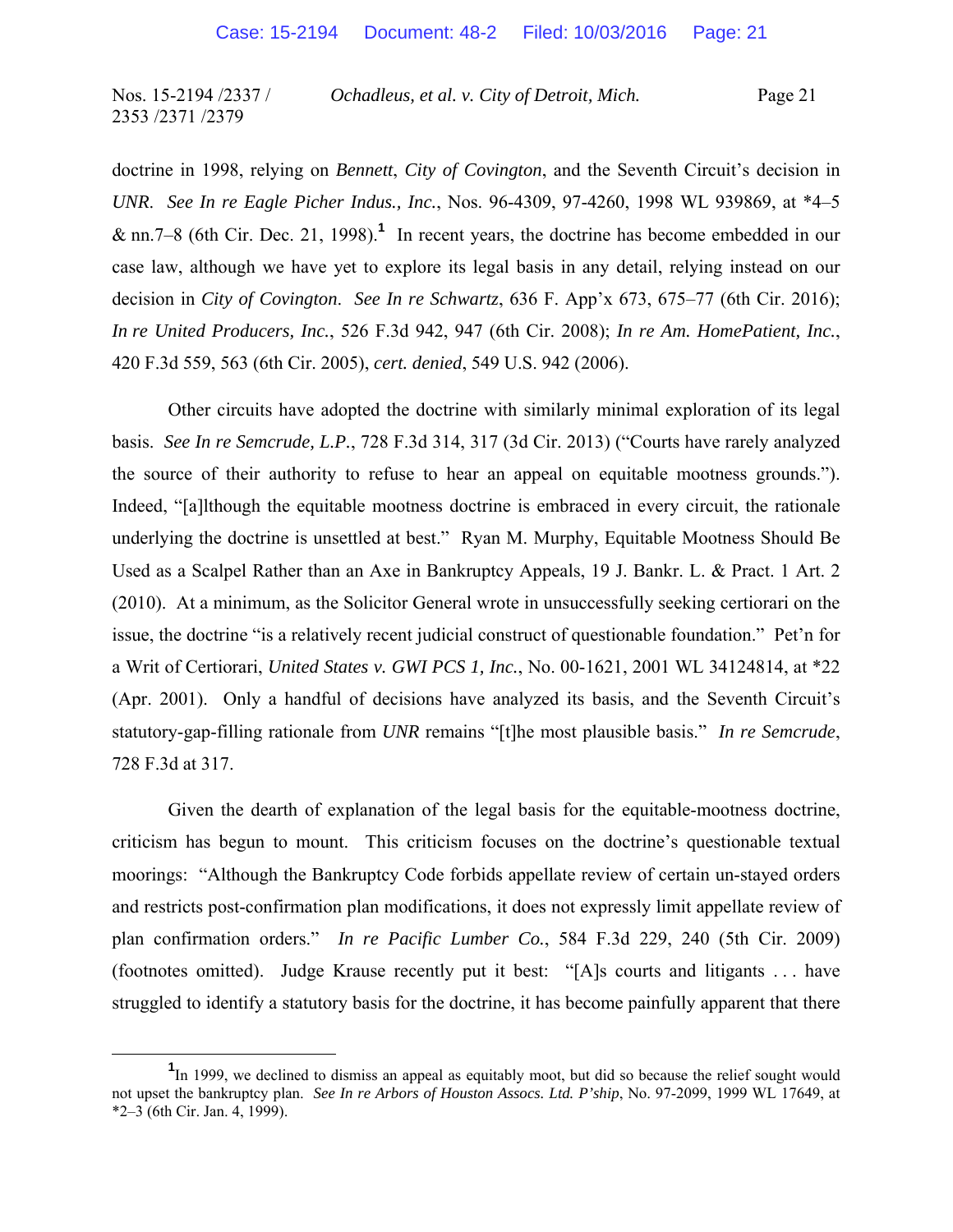doctrine in 1998, relying on *Bennett*, *City of Covington*, and the Seventh Circuit's decision in *UNR*. *See In re Eagle Picher Indus., Inc.*, Nos. 96-4309, 97-4260, 1998 WL 939869, at *4–5 & nn.7–8 (6th Cir. Dec. 21, 1998).[1] In recent years, the doctrine has become embedded in our case law, although we have yet to explore its legal basis in any detail, relying instead on our decision in *City of Covington*. *See In re Schwartz*, 636 F. App'x 673, 675–77 (6th Cir. 2016); *In re United Producers, Inc.*, 526 F.3d 942, 947 (6th Cir. 2008); *In re Am. HomePatient, Inc.*, 420 F.3d 559, 563 (6th Cir. 2005), *cert. denied*, 549 U.S. 942 (2006).

Other circuits have adopted the doctrine with similarly minimal exploration of its legal basis. *See In re Semcrude, L.P.*, 728 F.3d 314, 317 (3d Cir. 2013) ("Courts have rarely analyzed the source of their authority to refuse to hear an appeal on equitable mootness grounds."). Indeed, "[a]lthough the equitable mootness doctrine is embraced in every circuit, the rationale underlying the doctrine is unsettled at best." Ryan M. Murphy, Equitable Mootness Should Be Used as a Scalpel Rather than an Axe in Bankruptcy Appeals, 19 J. Bankr. L. & Pract. 1 Art. 2 (2010). At a minimum, as the Solicitor General wrote in unsuccessfully seeking certiorari on the issue, the doctrine "is a relatively recent judicial construct of questionable foundation." Pet'n for a Writ of Certiorari, *United States v. GWI PCS 1, Inc.*, No. 00-1621, 2001 WL 34124814, at *22 (Apr. 2001). Only a handful of decisions have analyzed its basis, and the Seventh Circuit's statutory-gap-filling rationale from *UNR* remains "[t]he most plausible basis." *In re Semcrude*, 728 F.3d at 317.

Given the dearth of explanation of the legal basis for the equitable-mootness doctrine, criticism has begun to mount. This criticism focuses on the doctrine's questionable textual moorings: "Although the Bankruptcy Code forbids appellate review of certain un-stayed orders and restricts post-confirmation plan modifications, it does not expressly limit appellate review of plan confirmation orders." *In re Pacific Lumber Co.*, 584 F.3d 229, 240 (5th Cir. 2009) (footnotes omitted). Judge Krause recently put it best: "[A]s courts and litigants . . . have struggled to identify a statutory basis for the doctrine, it has become painfully apparent that there

[1] In 1999, we declined to dismiss an appeal as equitably moot, but did so because the relief sought would not upset the bankruptcy plan. *See In re Arbors of Houston Assocs. Ltd. P'ship*, No. 97-2099, 1999 WL 17649, at *2–3 (6th Cir. Jan. 4, 1999).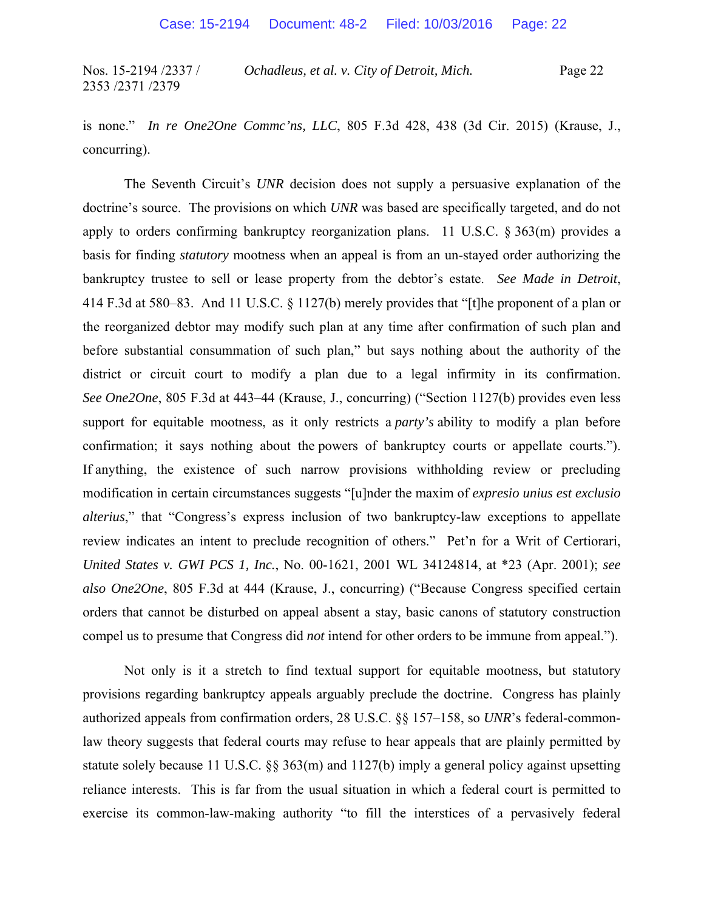is none." *In re One2One Commc'ns, LLC*, 805 F.3d 428, 438 (3d Cir. 2015) (Krause, J., concurring).

The Seventh Circuit's *UNR* decision does not supply a persuasive explanation of the doctrine's source. The provisions on which *UNR* was based are specifically targeted, and do not apply to orders confirming bankruptcy reorganization plans. 11 U.S.C. § 363(m) provides a basis for finding *statutory* mootness when an appeal is from an un-stayed order authorizing the bankruptcy trustee to sell or lease property from the debtor's estate. *See Made in Detroit*, 414 F.3d at 580–83. And 11 U.S.C. § 1127(b) merely provides that "[t]he proponent of a plan or the reorganized debtor may modify such plan at any time after confirmation of such plan and before substantial consummation of such plan," but says nothing about the authority of the district or circuit court to modify a plan due to a legal infirmity in its confirmation. *See One2One*, 805 F.3d at 443–44 (Krause, J., concurring) ("Section 1127(b) provides even less support for equitable mootness, as it only restricts a *party's* ability to modify a plan before confirmation; it says nothing about the powers of bankruptcy courts or appellate courts."). If anything, the existence of such narrow provisions withholding review or precluding modification in certain circumstances suggests "[u]nder the maxim of *expresio unius est exclusio alterius*," that "Congress's express inclusion of two bankruptcy-law exceptions to appellate review indicates an intent to preclude recognition of others." Pet'n for a Writ of Certiorari, *United States v. GWI PCS 1, Inc.*, No. 00-1621, 2001 WL 34124814, at *23 (Apr. 2001); *see also One2One*, 805 F.3d at 444 (Krause, J., concurring) ("Because Congress specified certain orders that cannot be disturbed on appeal absent a stay, basic canons of statutory construction compel us to presume that Congress did *not* intend for other orders to be immune from appeal.").

Not only is it a stretch to find textual support for equitable mootness, but statutory provisions regarding bankruptcy appeals arguably preclude the doctrine. Congress has plainly authorized appeals from confirmation orders, 28 U.S.C. §§ 157–158, so *UNR*'s federal-common-law theory suggests that federal courts may refuse to hear appeals that are plainly permitted by statute solely because 11 U.S.C. §§ 363(m) and 1127(b) imply a general policy against upsetting reliance interests. This is far from the usual situation in which a federal court is permitted to exercise its common-law-making authority "to fill the interstices of a pervasively federal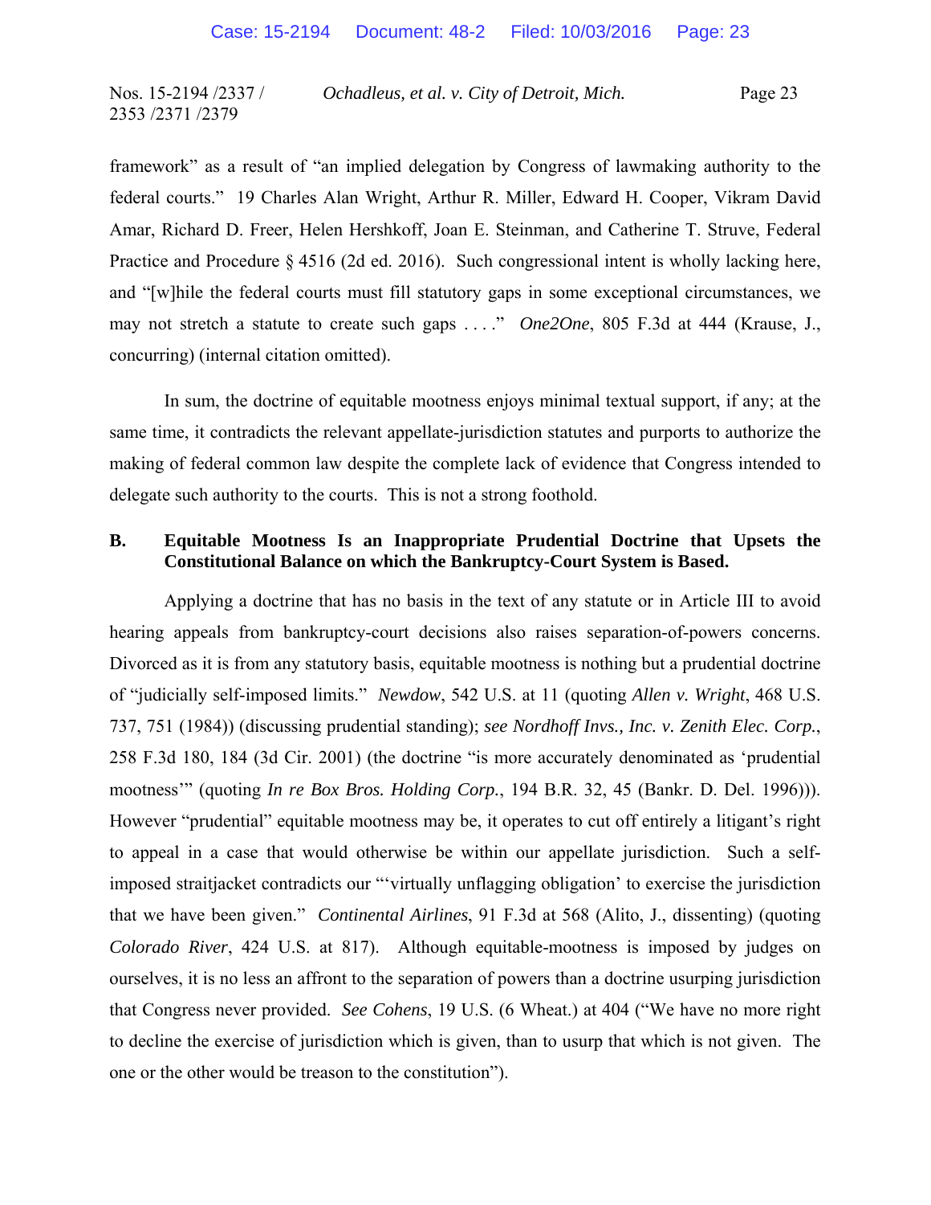framework" as a result of "an implied delegation by Congress of lawmaking authority to the federal courts." 19 Charles Alan Wright, Arthur R. Miller, Edward H. Cooper, Vikram David Amar, Richard D. Freer, Helen Hershkoff, Joan E. Steinman, and Catherine T. Struve, Federal Practice and Procedure § 4516 (2d ed. 2016). Such congressional intent is wholly lacking here, and "[w]hile the federal courts must fill statutory gaps in some exceptional circumstances, we may not stretch a statute to create such gaps . . . ." *One2One*, 805 F.3d at 444 (Krause, J., concurring) (internal citation omitted).

In sum, the doctrine of equitable mootness enjoys minimal textual support, if any; at the same time, it contradicts the relevant appellate-jurisdiction statutes and purports to authorize the making of federal common law despite the complete lack of evidence that Congress intended to delegate such authority to the courts. This is not a strong foothold.

**B. Equitable Mootness Is an Inappropriate Prudential Doctrine that Upsets the Constitutional Balance on which the Bankruptcy-Court System is Based.**

Applying a doctrine that has no basis in the text of any statute or in Article III to avoid hearing appeals from bankruptcy-court decisions also raises separation-of-powers concerns. Divorced as it is from any statutory basis, equitable mootness is nothing but a prudential doctrine of "judicially self-imposed limits." *Newdow*, 542 U.S. at 11 (quoting *Allen v. Wright*, 468 U.S. 737, 751 (1984)) (discussing prudential standing); *see Nordhoff Invs., Inc. v. Zenith Elec. Corp.*, 258 F.3d 180, 184 (3d Cir. 2001) (the doctrine "is more accurately denominated as 'prudential mootness'" (quoting *In re Box Bros. Holding Corp.*, 194 B.R. 32, 45 (Bankr. D. Del. 1996))). However "prudential" equitable mootness may be, it operates to cut off entirely a litigant's right to appeal in a case that would otherwise be within our appellate jurisdiction. Such a self-imposed straitjacket contradicts our "'virtually unflagging obligation' to exercise the jurisdiction that we have been given." *Continental Airlines*, 91 F.3d at 568 (Alito, J., dissenting) (quoting *Colorado River*, 424 U.S. at 817). Although equitable-mootness is imposed by judges on ourselves, it is no less an affront to the separation of powers than a doctrine usurping jurisdiction that Congress never provided. *See Cohens*, 19 U.S. (6 Wheat.) at 404 ("We have no more right to decline the exercise of jurisdiction which is given, than to usurp that which is not given. The one or the other would be treason to the constitution").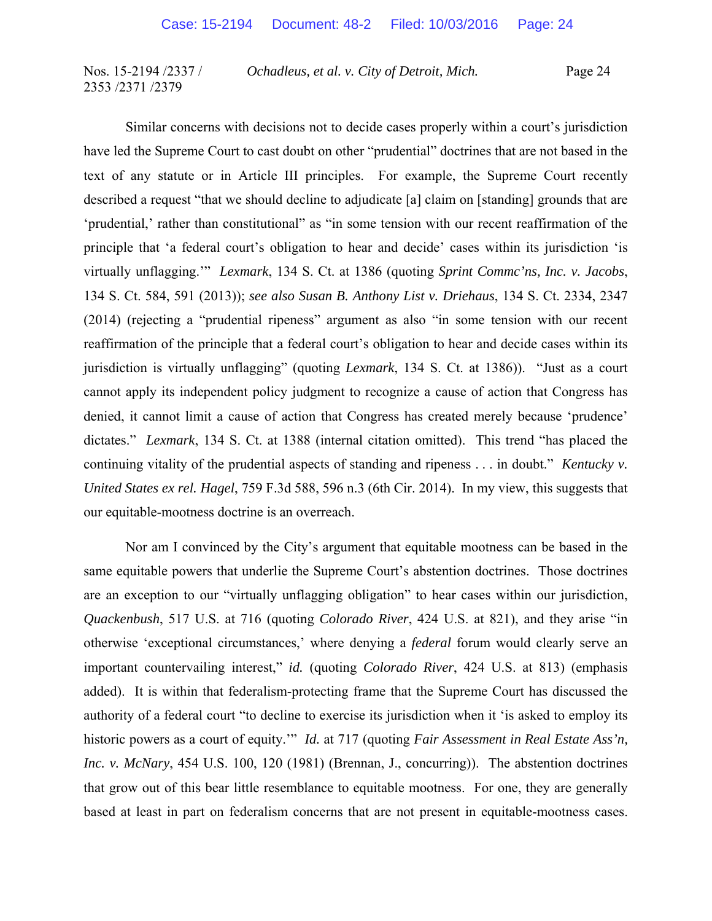Similar concerns with decisions not to decide cases properly within a court's jurisdiction have led the Supreme Court to cast doubt on other "prudential" doctrines that are not based in the text of any statute or in Article III principles. For example, the Supreme Court recently described a request "that we should decline to adjudicate [a] claim on [standing] grounds that are 'prudential,' rather than constitutional" as "in some tension with our recent reaffirmation of the principle that 'a federal court's obligation to hear and decide' cases within its jurisdiction 'is virtually unflagging.'" *Lexmark*, 134 S. Ct. at 1386 (quoting *Sprint Commc'ns, Inc. v. Jacobs*, 134 S. Ct. 584, 591 (2013)); *see also Susan B. Anthony List v. Driehaus*, 134 S. Ct. 2334, 2347 (2014) (rejecting a "prudential ripeness" argument as also "in some tension with our recent reaffirmation of the principle that a federal court's obligation to hear and decide cases within its jurisdiction is virtually unflagging" (quoting *Lexmark*, 134 S. Ct. at 1386)). "Just as a court cannot apply its independent policy judgment to recognize a cause of action that Congress has denied, it cannot limit a cause of action that Congress has created merely because 'prudence' dictates." *Lexmark*, 134 S. Ct. at 1388 (internal citation omitted). This trend "has placed the continuing vitality of the prudential aspects of standing and ripeness . . . in doubt." *Kentucky v. United States ex rel. Hagel*, 759 F.3d 588, 596 n.3 (6th Cir. 2014). In my view, this suggests that our equitable-mootness doctrine is an overreach.

Nor am I convinced by the City's argument that equitable mootness can be based in the same equitable powers that underlie the Supreme Court's abstention doctrines. Those doctrines are an exception to our "virtually unflagging obligation" to hear cases within our jurisdiction, *Quackenbush*, 517 U.S. at 716 (quoting *Colorado River*, 424 U.S. at 821), and they arise "in otherwise 'exceptional circumstances,' where denying a *federal* forum would clearly serve an important countervailing interest," *id.* (quoting *Colorado River*, 424 U.S. at 813) (emphasis added). It is within that federalism-protecting frame that the Supreme Court has discussed the authority of a federal court "to decline to exercise its jurisdiction when it 'is asked to employ its historic powers as a court of equity.'" *Id.* at 717 (quoting *Fair Assessment in Real Estate Ass'n, Inc. v. McNary*, 454 U.S. 100, 120 (1981) (Brennan, J., concurring)). The abstention doctrines that grow out of this bear little resemblance to equitable mootness. For one, they are generally based at least in part on federalism concerns that are not present in equitable-mootness cases.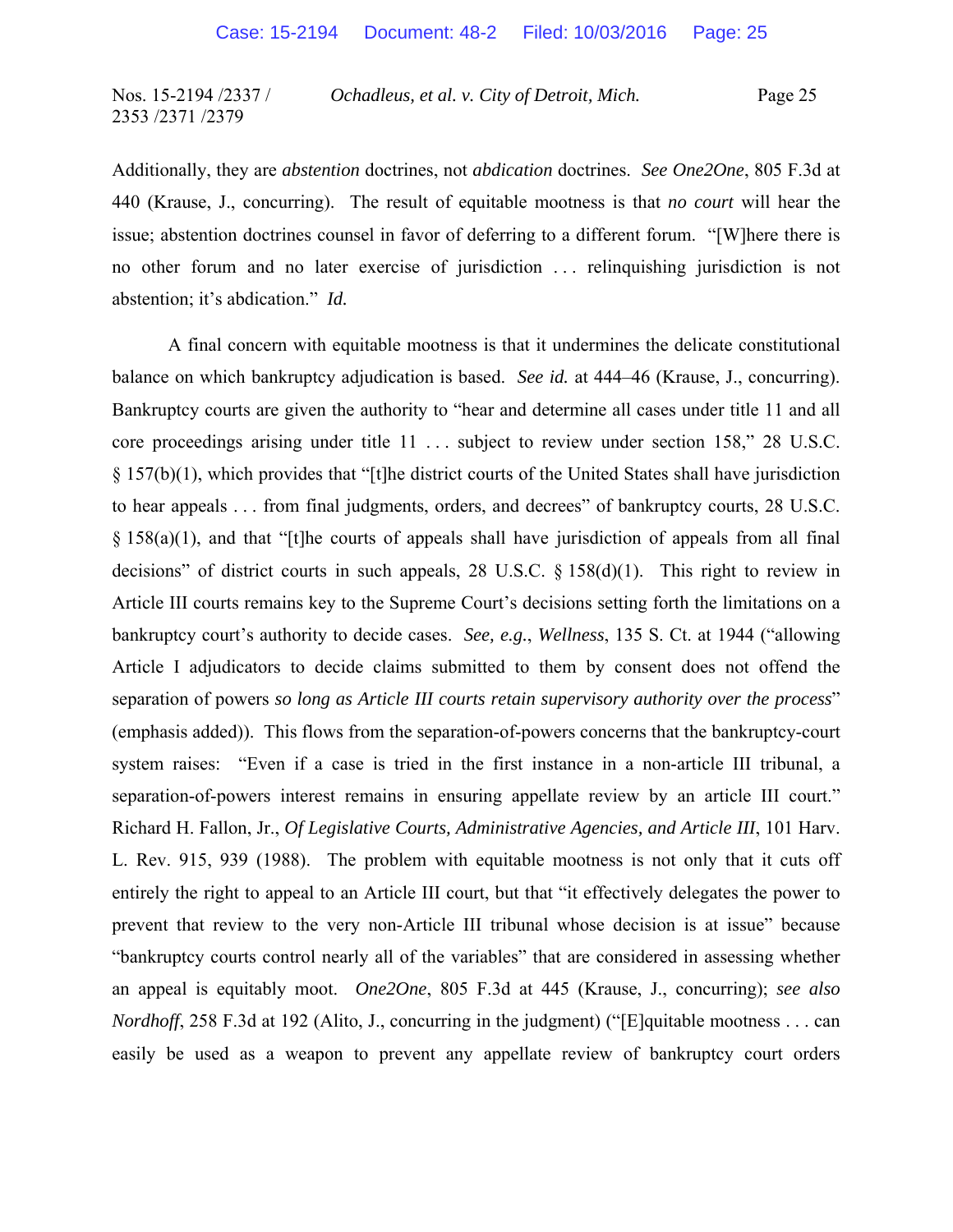Additionally, they are *abstention* doctrines, not *abdication* doctrines. *See One2One*, 805 F.3d at 440 (Krause, J., concurring). The result of equitable mootness is that *no court* will hear the issue; abstention doctrines counsel in favor of deferring to a different forum. "[W]here there is no other forum and no later exercise of jurisdiction . . . relinquishing jurisdiction is not abstention; it's abdication." *Id.*

A final concern with equitable mootness is that it undermines the delicate constitutional balance on which bankruptcy adjudication is based. *See id.* at 444–46 (Krause, J., concurring). Bankruptcy courts are given the authority to "hear and determine all cases under title 11 and all core proceedings arising under title 11 . . . subject to review under section 158," 28 U.S.C. § 157(b)(1), which provides that "[t]he district courts of the United States shall have jurisdiction to hear appeals . . . from final judgments, orders, and decrees" of bankruptcy courts, 28 U.S.C. § 158(a)(1), and that "[t]he courts of appeals shall have jurisdiction of appeals from all final decisions" of district courts in such appeals, 28 U.S.C. § 158(d)(1). This right to review in Article III courts remains key to the Supreme Court's decisions setting forth the limitations on a bankruptcy court's authority to decide cases. *See, e.g.*, *Wellness*, 135 S. Ct. at 1944 ("allowing Article I adjudicators to decide claims submitted to them by consent does not offend the separation of powers *so long as Article III courts retain supervisory authority over the process*" (emphasis added)). This flows from the separation-of-powers concerns that the bankruptcy-court system raises: "Even if a case is tried in the first instance in a non-article III tribunal, a separation-of-powers interest remains in ensuring appellate review by an article III court." Richard H. Fallon, Jr., *Of Legislative Courts, Administrative Agencies, and Article III*, 101 Harv. L. Rev. 915, 939 (1988). The problem with equitable mootness is not only that it cuts off entirely the right to appeal to an Article III court, but that "it effectively delegates the power to prevent that review to the very non-Article III tribunal whose decision is at issue" because "bankruptcy courts control nearly all of the variables" that are considered in assessing whether an appeal is equitably moot. *One2One*, 805 F.3d at 445 (Krause, J., concurring); *see also Nordhoff*, 258 F.3d at 192 (Alito, J., concurring in the judgment) ("[E]quitable mootness . . . can easily be used as a weapon to prevent any appellate review of bankruptcy court orders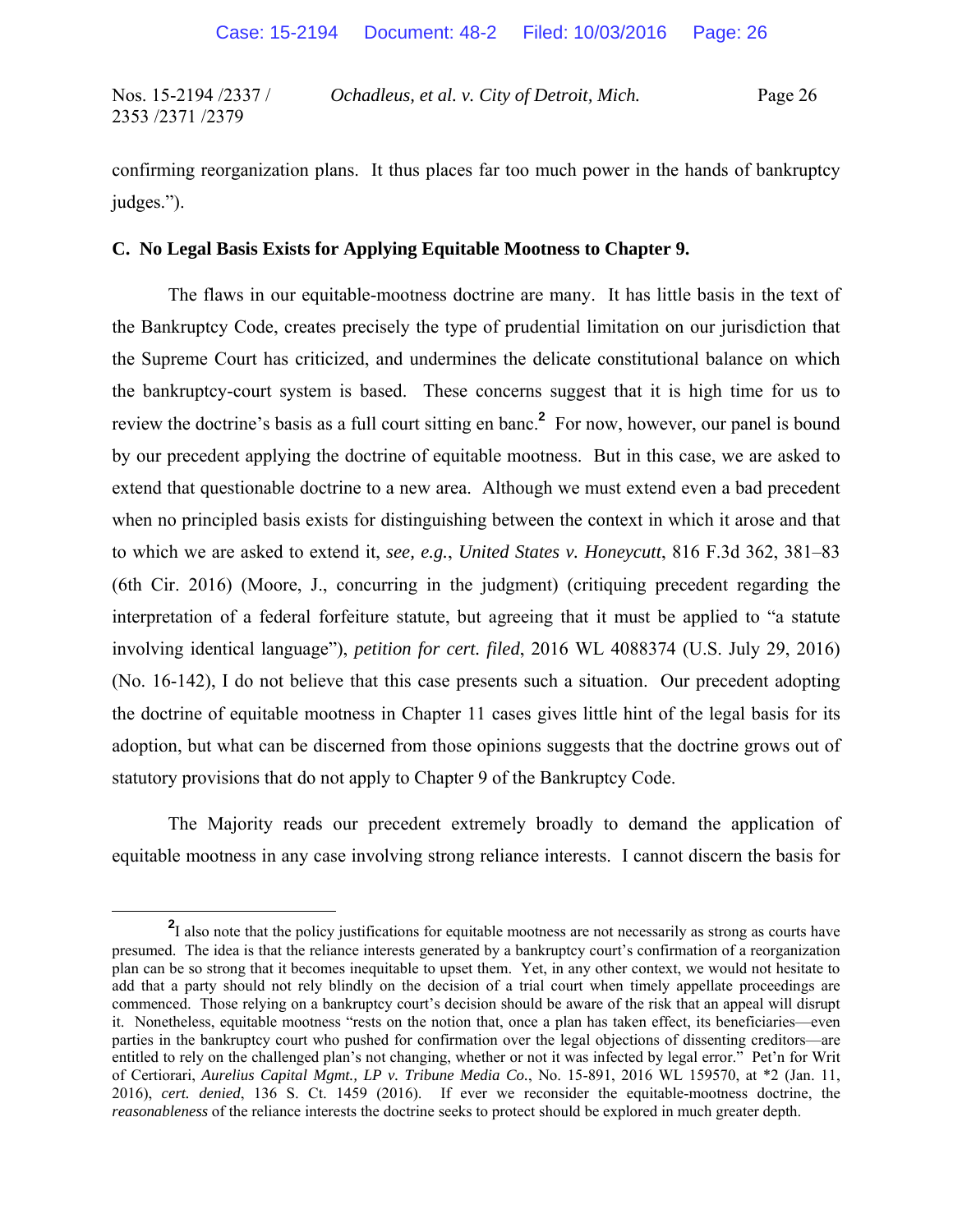confirming reorganization plans. It thus places far too much power in the hands of bankruptcy judges.").

### C. No Legal Basis Exists for Applying Equitable Mootness to Chapter 9.

The flaws in our equitable-mootness doctrine are many. It has little basis in the text of the Bankruptcy Code, creates precisely the type of prudential limitation on our jurisdiction that the Supreme Court has criticized, and undermines the delicate constitutional balance on which the bankruptcy-court system is based. These concerns suggest that it is high time for us to review the doctrine's basis as a full court sitting en banc.[2] For now, however, our panel is bound by our precedent applying the doctrine of equitable mootness. But in this case, we are asked to extend that questionable doctrine to a new area. Although we must extend even a bad precedent when no principled basis exists for distinguishing between the context in which it arose and that to which we are asked to extend it, *see, e.g.*, *United States v. Honeycutt*, 816 F.3d 362, 381–83 (6th Cir. 2016) (Moore, J., concurring in the judgment) (critiquing precedent regarding the interpretation of a federal forfeiture statute, but agreeing that it must be applied to "a statute involving identical language"), *petition for cert. filed*, 2016 WL 4088374 (U.S. July 29, 2016) (No. 16-142), I do not believe that this case presents such a situation. Our precedent adopting the doctrine of equitable mootness in Chapter 11 cases gives little hint of the legal basis for its adoption, but what can be discerned from those opinions suggests that the doctrine grows out of statutory provisions that do not apply to Chapter 9 of the Bankruptcy Code.

The Majority reads our precedent extremely broadly to demand the application of equitable mootness in any case involving strong reliance interests. I cannot discern the basis for

---

[2] I also note that the policy justifications for equitable mootness are not necessarily as strong as courts have presumed. The idea is that the reliance interests generated by a bankruptcy court's confirmation of a reorganization plan can be so strong that it becomes inequitable to upset them. Yet, in any other context, we would not hesitate to add that a party should not rely blindly on the decision of a trial court when timely appellate proceedings are commenced. Those relying on a bankruptcy court's decision should be aware of the risk that an appeal will disrupt it. Nonetheless, equitable mootness "rests on the notion that, once a plan has taken effect, its beneficiaries—even parties in the bankruptcy court who pushed for confirmation over the legal objections of dissenting creditors—are entitled to rely on the challenged plan's not changing, whether or not it was infected by legal error." Pet'n for Writ of Certiorari, *Aurelius Capital Mgmt., LP v. Tribune Media Co.*, No. 15-891, 2016 WL 159570, at *2 (Jan. 11, 2016), *cert. denied*, 136 S. Ct. 1459 (2016). If ever we reconsider the equitable-mootness doctrine, the *reasonableness* of the reliance interests the doctrine seeks to protect should be explored in much greater depth.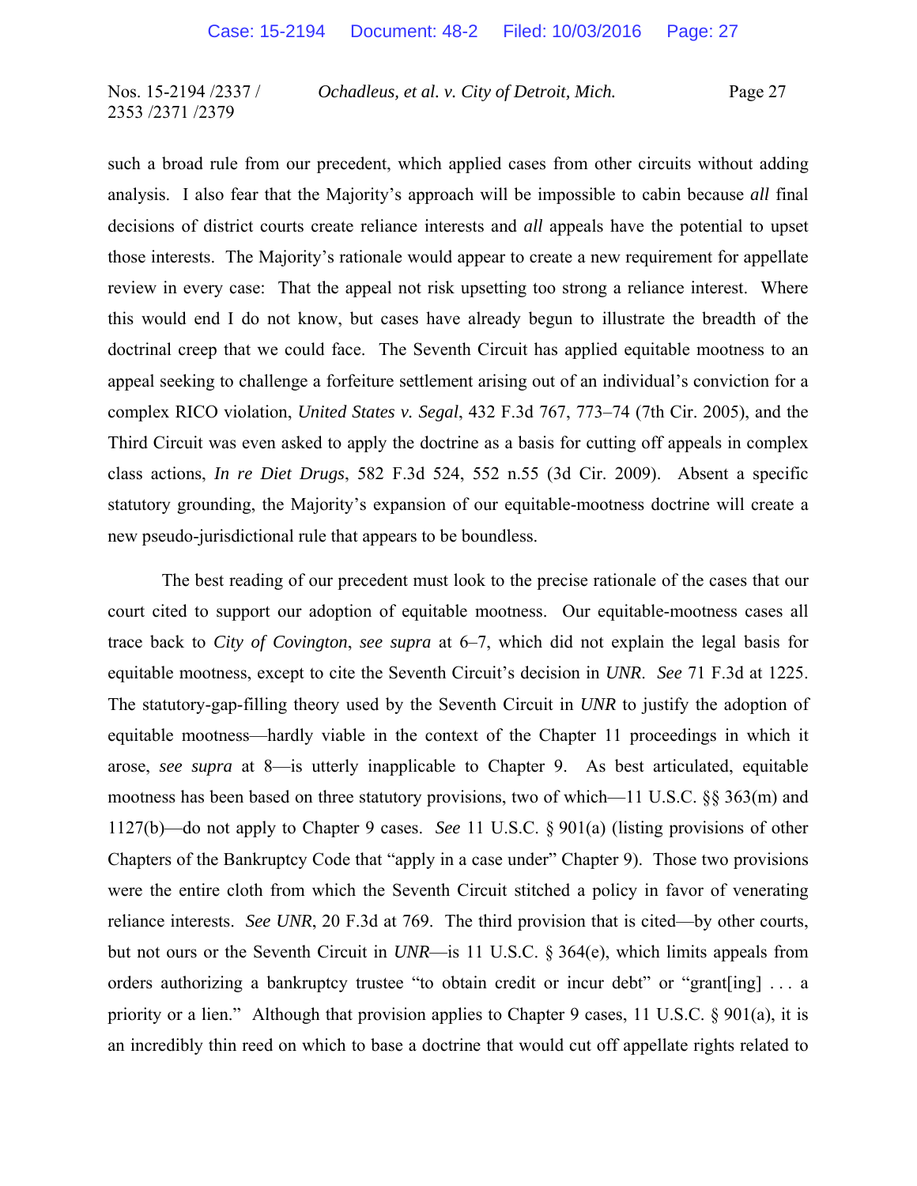such a broad rule from our precedent, which applied cases from other circuits without adding analysis. I also fear that the Majority's approach will be impossible to cabin because *all* final decisions of district courts create reliance interests and *all* appeals have the potential to upset those interests. The Majority's rationale would appear to create a new requirement for appellate review in every case: That the appeal not risk upsetting too strong a reliance interest. Where this would end I do not know, but cases have already begun to illustrate the breadth of the doctrinal creep that we could face. The Seventh Circuit has applied equitable mootness to an appeal seeking to challenge a forfeiture settlement arising out of an individual's conviction for a complex RICO violation, *United States v. Segal*, 432 F.3d 767, 773–74 (7th Cir. 2005), and the Third Circuit was even asked to apply the doctrine as a basis for cutting off appeals in complex class actions, *In re Diet Drugs*, 582 F.3d 524, 552 n.55 (3d Cir. 2009). Absent a specific statutory grounding, the Majority's expansion of our equitable-mootness doctrine will create a new pseudo-jurisdictional rule that appears to be boundless.

The best reading of our precedent must look to the precise rationale of the cases that our court cited to support our adoption of equitable mootness. Our equitable-mootness cases all trace back to *City of Covington*, *see supra* at 6–7, which did not explain the legal basis for equitable mootness, except to cite the Seventh Circuit's decision in *UNR*. *See* 71 F.3d at 1225. The statutory-gap-filling theory used by the Seventh Circuit in *UNR* to justify the adoption of equitable mootness—hardly viable in the context of the Chapter 11 proceedings in which it arose, *see supra* at 8—is utterly inapplicable to Chapter 9. As best articulated, equitable mootness has been based on three statutory provisions, two of which—11 U.S.C. §§ 363(m) and 1127(b)—do not apply to Chapter 9 cases. *See* 11 U.S.C. § 901(a) (listing provisions of other Chapters of the Bankruptcy Code that "apply in a case under" Chapter 9). Those two provisions were the entire cloth from which the Seventh Circuit stitched a policy in favor of venerating reliance interests. *See UNR*, 20 F.3d at 769. The third provision that is cited—by other courts, but not ours or the Seventh Circuit in *UNR*—is 11 U.S.C. § 364(e), which limits appeals from orders authorizing a bankruptcy trustee "to obtain credit or incur debt" or "grant[ing] . . . a priority or a lien." Although that provision applies to Chapter 9 cases, 11 U.S.C. § 901(a), it is an incredibly thin reed on which to base a doctrine that would cut off appellate rights related to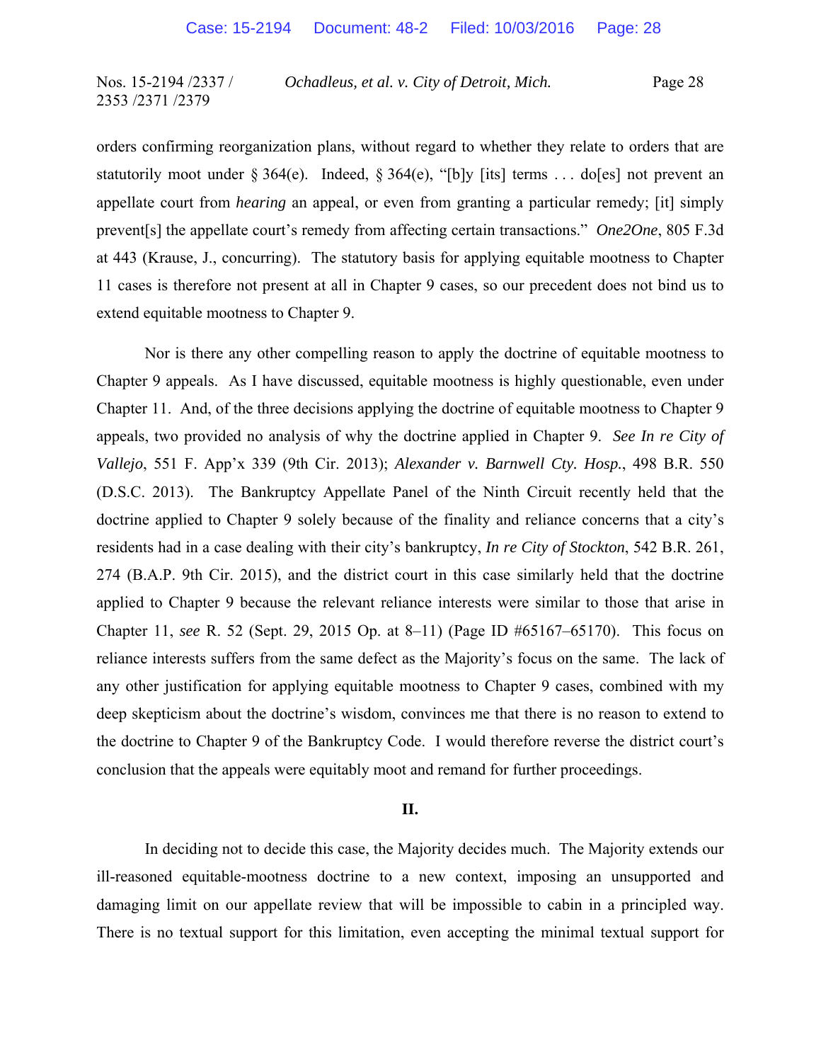orders confirming reorganization plans, without regard to whether they relate to orders that are statutorily moot under § 364(e). Indeed, § 364(e), "[b]y [its] terms . . . do[es] not prevent an appellate court from *hearing* an appeal, or even from granting a particular remedy; [it] simply prevent[s] the appellate court's remedy from affecting certain transactions." *One2One*, 805 F.3d at 443 (Krause, J., concurring). The statutory basis for applying equitable mootness to Chapter 11 cases is therefore not present at all in Chapter 9 cases, so our precedent does not bind us to extend equitable mootness to Chapter 9.

Nor is there any other compelling reason to apply the doctrine of equitable mootness to Chapter 9 appeals. As I have discussed, equitable mootness is highly questionable, even under Chapter 11. And, of the three decisions applying the doctrine of equitable mootness to Chapter 9 appeals, two provided no analysis of why the doctrine applied in Chapter 9. *See In re City of Vallejo*, 551 F. App'x 339 (9th Cir. 2013); *Alexander v. Barnwell Cty. Hosp.*, 498 B.R. 550 (D.S.C. 2013). The Bankruptcy Appellate Panel of the Ninth Circuit recently held that the doctrine applied to Chapter 9 solely because of the finality and reliance concerns that a city's residents had in a case dealing with their city's bankruptcy, *In re City of Stockton*, 542 B.R. 261, 274 (B.A.P. 9th Cir. 2015), and the district court in this case similarly held that the doctrine applied to Chapter 9 because the relevant reliance interests were similar to those that arise in Chapter 11, *see* R. 52 (Sept. 29, 2015 Op. at 8–11) (Page ID #65167–65170). This focus on reliance interests suffers from the same defect as the Majority's focus on the same. The lack of any other justification for applying equitable mootness to Chapter 9 cases, combined with my deep skepticism about the doctrine's wisdom, convinces me that there is no reason to extend to the doctrine to Chapter 9 of the Bankruptcy Code. I would therefore reverse the district court's conclusion that the appeals were equitably moot and remand for further proceedings.

## II.

In deciding not to decide this case, the Majority decides much. The Majority extends our ill-reasoned equitable-mootness doctrine to a new context, imposing an unsupported and damaging limit on our appellate review that will be impossible to cabin in a principled way. There is no textual support for this limitation, even accepting the minimal textual support for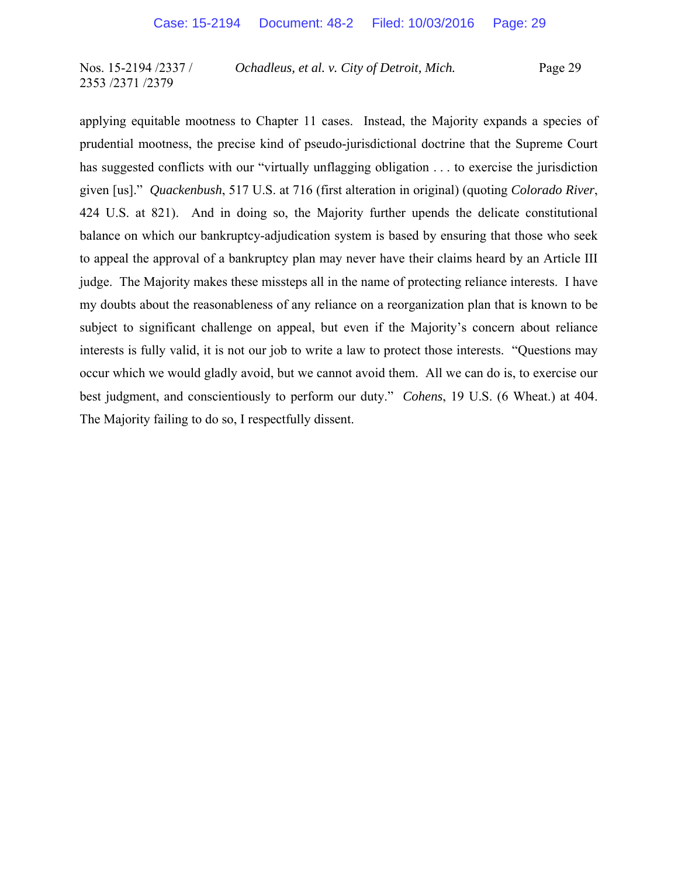applying equitable mootness to Chapter 11 cases. Instead, the Majority expands a species of prudential mootness, the precise kind of pseudo-jurisdictional doctrine that the Supreme Court has suggested conflicts with our "virtually unflagging obligation . . . to exercise the jurisdiction given [us]." *Quackenbush*, 517 U.S. at 716 (first alteration in original) (quoting *Colorado River*, 424 U.S. at 821). And in doing so, the Majority further upends the delicate constitutional balance on which our bankruptcy-adjudication system is based by ensuring that those who seek to appeal the approval of a bankruptcy plan may never have their claims heard by an Article III judge. The Majority makes these missteps all in the name of protecting reliance interests. I have my doubts about the reasonableness of any reliance on a reorganization plan that is known to be subject to significant challenge on appeal, but even if the Majority's concern about reliance interests is fully valid, it is not our job to write a law to protect those interests. "Questions may occur which we would gladly avoid, but we cannot avoid them. All we can do is, to exercise our best judgment, and conscientiously to perform our duty." *Cohens*, 19 U.S. (6 Wheat.) at 404. The Majority failing to do so, I respectfully dissent.